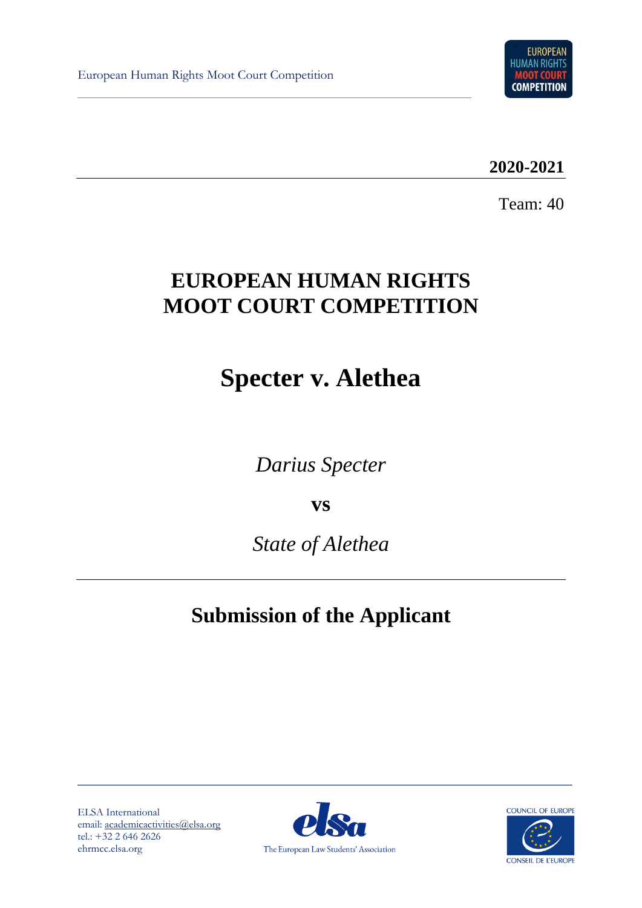European Human Rights Moot Court Competition

**2020-2021**

Team: 40

# EUROPEAN HUMAN RIGHTS MOOT COURT COMPETITION

# Specter v. Alethea

*Darius Specter*

**vs**

*State of Alethea*

## Submission of the Applicant

ELSA International
email: academicactivities@elsa.org
tel.: +32 2 646 2626
ehrmcc.elsa.org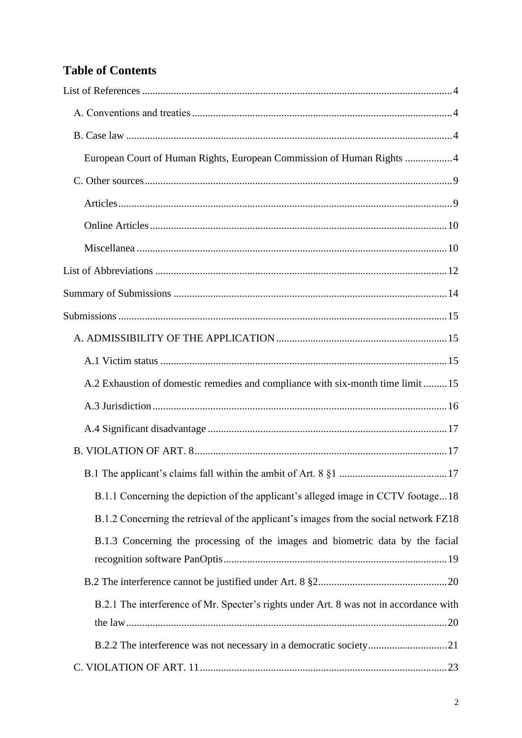## Table of Contents

- List of References ..... 4
  - A. Conventions and treaties ..... 4
  - B. Case law ..... 4
    - European Court of Human Rights, European Commission of Human Rights ..... 4
  - C. Other sources ..... 9
    - Articles ..... 9
    - Online Articles ..... 10
    - Miscellanea ..... 10
- List of Abbreviations ..... 12
- Summary of Submissions ..... 14
- Submissions ..... 15
  - A. ADMISSIBILITY OF THE APPLICATION ..... 15
    - A.1 Victim status ..... 15
    - A.2 Exhaustion of domestic remedies and compliance with six-month time limit ..... 15
    - A.3 Jurisdiction ..... 16
    - A.4 Significant disadvantage ..... 17
  - B. VIOLATION OF ART. 8 ..... 17
    - B.1 The applicant's claims fall within the ambit of Art. 8 §1 ..... 17
      - B.1.1 Concerning the depiction of the applicant's alleged image in CCTV footage ..... 18
      - B.1.2 Concerning the retrieval of the applicant's images from the social network FZ ..... 18
      - B.1.3 Concerning the processing of the images and biometric data by the facial recognition software PanOptis ..... 19
    - B.2 The interference cannot be justified under Art. 8 §2 ..... 20
      - B.2.1 The interference of Mr. Specter's rights under Art. 8 was not in accordance with the law ..... 20
      - B.2.2 The interference was not necessary in a democratic society ..... 21
  - C. VIOLATION OF ART. 11 ..... 23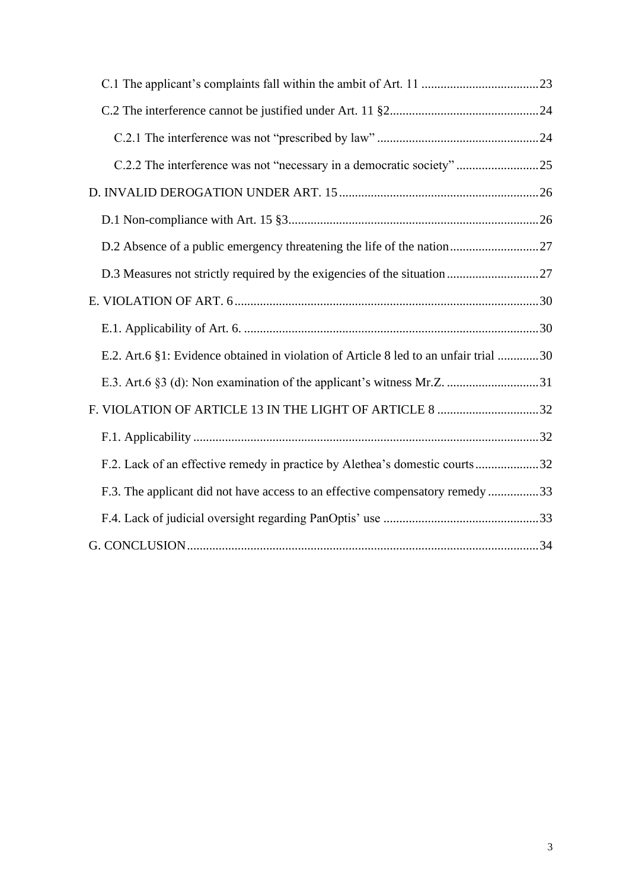C.1 The applicant's complaints fall within the ambit of Art. 11 ..................................... 23

C.2 The interference cannot be justified under Art. 11 §2............................................... 24

C.2.1 The interference was not "prescribed by law" ................................................... 24

C.2.2 The interference was not "necessary in a democratic society" .......................... 25

D. INVALID DEROGATION UNDER ART. 15 ............................................................... 26

D.1 Non-compliance with Art. 15 §3.............................................................................. 26

D.2 Absence of a public emergency threatening the life of the nation............................ 27

D.3 Measures not strictly required by the exigencies of the situation ............................. 27

E. VIOLATION OF ART. 6 ................................................................................................ 30

E.1. Applicability of Art. 6. ............................................................................................. 30

E.2. Art.6 §1: Evidence obtained in violation of Article 8 led to an unfair trial ............. 30

E.3. Art.6 §3 (d): Non examination of the applicant's witness Mr.Z. ............................. 31

F. VIOLATION OF ARTICLE 13 IN THE LIGHT OF ARTICLE 8 ................................ 32

F.1. Applicability ............................................................................................................. 32

F.2. Lack of an effective remedy in practice by Alethea's domestic courts .................... 32

F.3. The applicant did not have access to an effective compensatory remedy ................ 33

F.4. Lack of judicial oversight regarding PanOptis' use ................................................. 33

G. CONCLUSION .............................................................................................................. 34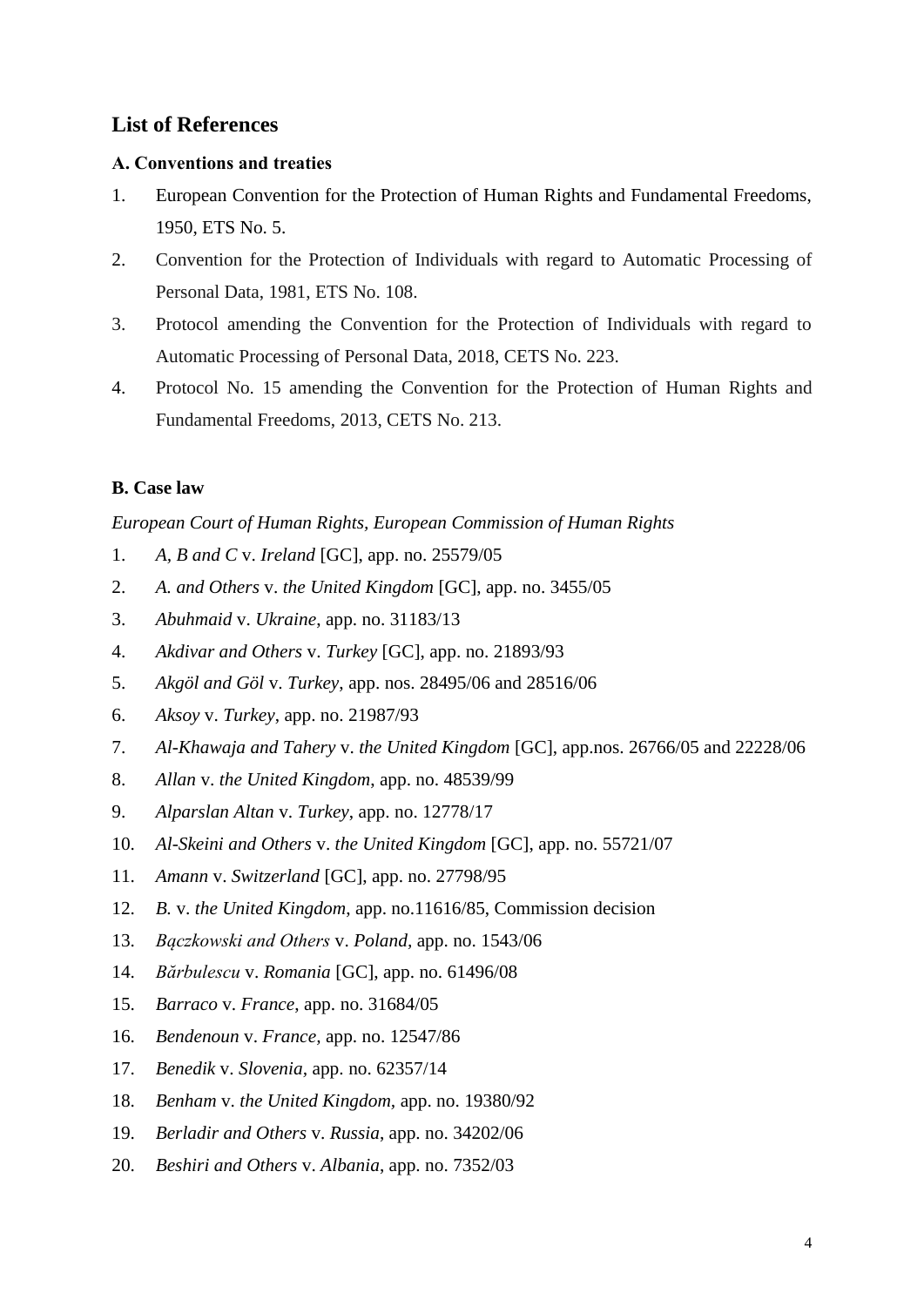## List of References

### A. Conventions and treaties

1. European Convention for the Protection of Human Rights and Fundamental Freedoms, 1950, ETS No. 5.
2. Convention for the Protection of Individuals with regard to Automatic Processing of Personal Data, 1981, ETS No. 108.
3. Protocol amending the Convention for the Protection of Individuals with regard to Automatic Processing of Personal Data, 2018, CETS No. 223.
4. Protocol No. 15 amending the Convention for the Protection of Human Rights and Fundamental Freedoms, 2013, CETS No. 213.

### B. Case law

*European Court of Human Rights, European Commission of Human Rights*

1. *A, B and C* v. *Ireland* [GC], app. no. 25579/05
2. *A. and Others* v. *the United Kingdom* [GC], app. no. 3455/05
3. *Abuhmaid* v. *Ukraine*, app. no. 31183/13
4. *Akdivar and Others* v. *Turkey* [GC], app. no. 21893/93
5. *Akgöl and Göl* v. *Turkey*, app. nos. 28495/06 and 28516/06
6. *Aksoy* v. *Turkey*, app. no. 21987/93
7. *Al-Khawaja and Tahery* v. *the United Kingdom* [GC], app.nos. 26766/05 and 22228/06
8. *Allan* v. *the United Kingdom*, app. no. 48539/99
9. *Alparslan Altan* v. *Turkey*, app. no. 12778/17
10. *Al-Skeini and Others* v. *the United Kingdom* [GC], app. no. 55721/07
11. *Amann* v. *Switzerland* [GC], app. no. 27798/95
12. *B.* v. *the United Kingdom*, app. no.11616/85, Commission decision
13. *Bączkowski and Others* v. *Poland*, app. no. 1543/06
14. *Bărbulescu* v. *Romania* [GC], app. no. 61496/08
15. *Barraco* v. *France*, app. no. 31684/05
16. *Bendenoun* v. *France*, app. no. 12547/86
17. *Benedik* v. *Slovenia*, app. no. 62357/14
18. *Benham* v. *the United Kingdom*, app. no. 19380/92
19. *Berladir and Others* v. *Russia*, app. no. 34202/06
20. *Beshiri and Others* v. *Albania*, app. no. 7352/03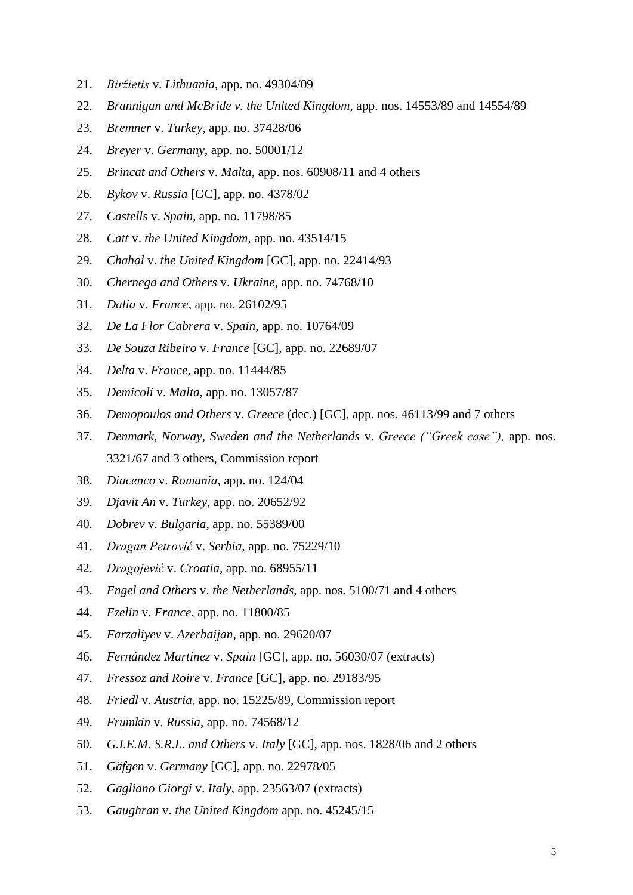21. *Biržietis* v. *Lithuania*, app. no. 49304/09
22. *Brannigan and McBride v. the United Kingdom*, app. nos. 14553/89 and 14554/89
23. *Bremner* v. *Turkey*, app. no. 37428/06
24. *Breyer* v. *Germany*, app. no. 50001/12
25. *Brincat and Others* v. *Malta*, app. nos. 60908/11 and 4 others
26. *Bykov* v. *Russia* [GC], app. no. 4378/02
27. *Castells* v. *Spain*, app. no. 11798/85
28. *Catt* v. *the United Kingdom*, app. no. 43514/15
29. *Chahal* v. *the United Kingdom* [GC], app. no. 22414/93
30. *Chernega and Others* v. *Ukraine*, app. no. 74768/10
31. *Dalia* v. *France*, app. no. 26102/95
32. *De La Flor Cabrera* v. *Spain*, app. no. 10764/09
33. *De Souza Ribeiro* v. *France* [GC], app. no. 22689/07
34. *Delta* v. *France*, app. no. 11444/85
35. *Demicoli* v. *Malta*, app. no. 13057/87
36. *Demopoulos and Others* v. *Greece* (dec.) [GC], app. nos. 46113/99 and 7 others
37. *Denmark, Norway, Sweden and the Netherlands* v. *Greece ("Greek case"),* app. nos. 3321/67 and 3 others, Commission report
38. *Diacenco* v. *Romania*, app. no. 124/04
39. *Djavit An* v. *Turkey*, app. no. 20652/92
40. *Dobrev* v. *Bulgaria*, app. no. 55389/00
41. *Dragan Petrović* v. *Serbia*, app. no. 75229/10
42. *Dragojević* v. *Croatia*, app. no. 68955/11
43. *Engel and Others* v. *the Netherlands*, app. nos. 5100/71 and 4 others
44. *Ezelin* v. *France*, app. no. 11800/85
45. *Farzaliyev* v. *Azerbaijan*, app. no. 29620/07
46. *Fernández Martínez* v. *Spain* [GC], app. no. 56030/07 (extracts)
47. *Fressoz and Roire* v. *France* [GC], app. no. 29183/95
48. *Friedl* v. *Austria*, app. no. 15225/89, Commission report
49. *Frumkin* v. *Russia*, app. no. 74568/12
50. *G.I.E.M. S.R.L. and Others* v. *Italy* [GC], app. nos. 1828/06 and 2 others
51. *Gäfgen* v. *Germany* [GC], app. no. 22978/05
52. *Gagliano Giorgi* v. *Italy*, app. 23563/07 (extracts)
53. *Gaughran* v. *the United Kingdom* app. no. 45245/15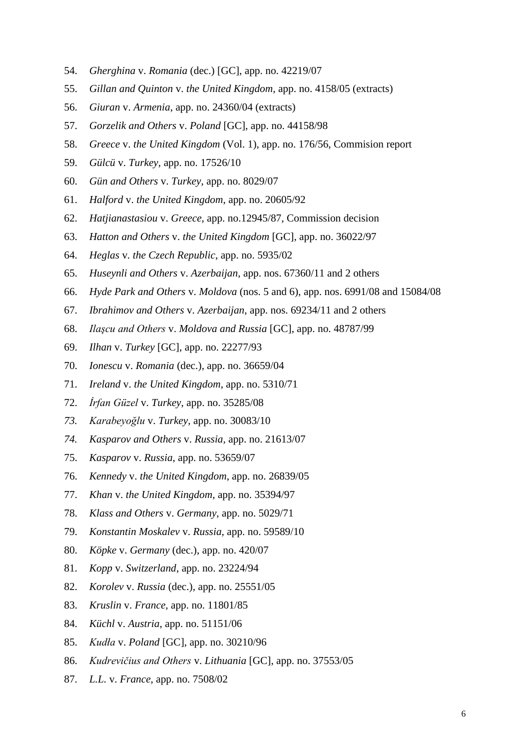54. *Gherghina* v. *Romania* (dec.) [GC], app. no. 42219/07
55. *Gillan and Quinton* v. *the United Kingdom*, app. no. 4158/05 (extracts)
56. *Giuran* v. *Armenia*, app. no. 24360/04 (extracts)
57. *Gorzelik and Others* v. *Poland* [GC], app. no. 44158/98
58. *Greece* v. *the United Kingdom* (Vol. 1), app. no. 176/56, Commision report
59. *Gülcü* v. *Turkey*, app. no. 17526/10
60. *Gün and Others* v. *Turkey*, app. no. 8029/07
61. *Halford* v. *the United Kingdom*, app. no. 20605/92
62. *Hatjianastasiou* v. *Greece*, app. no.12945/87, Commission decision
63. *Hatton and Others* v. *the United Kingdom* [GC], app. no. 36022/97
64. *Heglas* v. *the Czech Republic*, app. no. 5935/02
65. *Huseynli and Others* v. *Azerbaijan*, app. nos. 67360/11 and 2 others
66. *Hyde Park and Others* v. *Moldova* (nos. 5 and 6), app. nos. 6991/08 and 15084/08
67. *Ibrahimov and Others* v. *Azerbaijan*, app. nos. 69234/11 and 2 others
68. *Ilaşcu and Others* v. *Moldova and Russia* [GC], app. no. 48787/99
69. *Ilhan* v. *Turkey* [GC], app. no. 22277/93
70. *Ionescu* v. *Romania* (dec.), app. no. 36659/04
71. *Ireland* v. *the United Kingdom*, app. no. 5310/71
72. *İrfan Güzel* v. *Turkey*, app. no. 35285/08
73. *Karabeyoğlu* v. *Turkey*, app. no. 30083/10
74. *Kasparov and Others* v. *Russia*, app. no. 21613/07
75. *Kasparov* v. *Russia*, app. no. 53659/07
76. *Kennedy* v. *the United Kingdom*, app. no. 26839/05
77. *Khan* v. *the United Kingdom*, app. no. 35394/97
78. *Klass and Others* v. *Germany*, app. no. 5029/71
79. *Konstantin Moskalev* v. *Russia*, app. no. 59589/10
80. *Köpke* v. *Germany* (dec.), app. no. 420/07
81. *Kopp* v. *Switzerland*, app. no. 23224/94
82. *Korolev* v. *Russia* (dec.), app. no. 25551/05
83. *Kruslin* v. *France*, app. no. 11801/85
84. *Küchl* v. *Austria*, app. no. 51151/06
85. *Kudła* v. *Poland* [GC], app. no. 30210/96
86. *Kudrevičius and Others* v. *Lithuania* [GC], app. no. 37553/05
87. *L.L.* v. *France*, app. no. 7508/02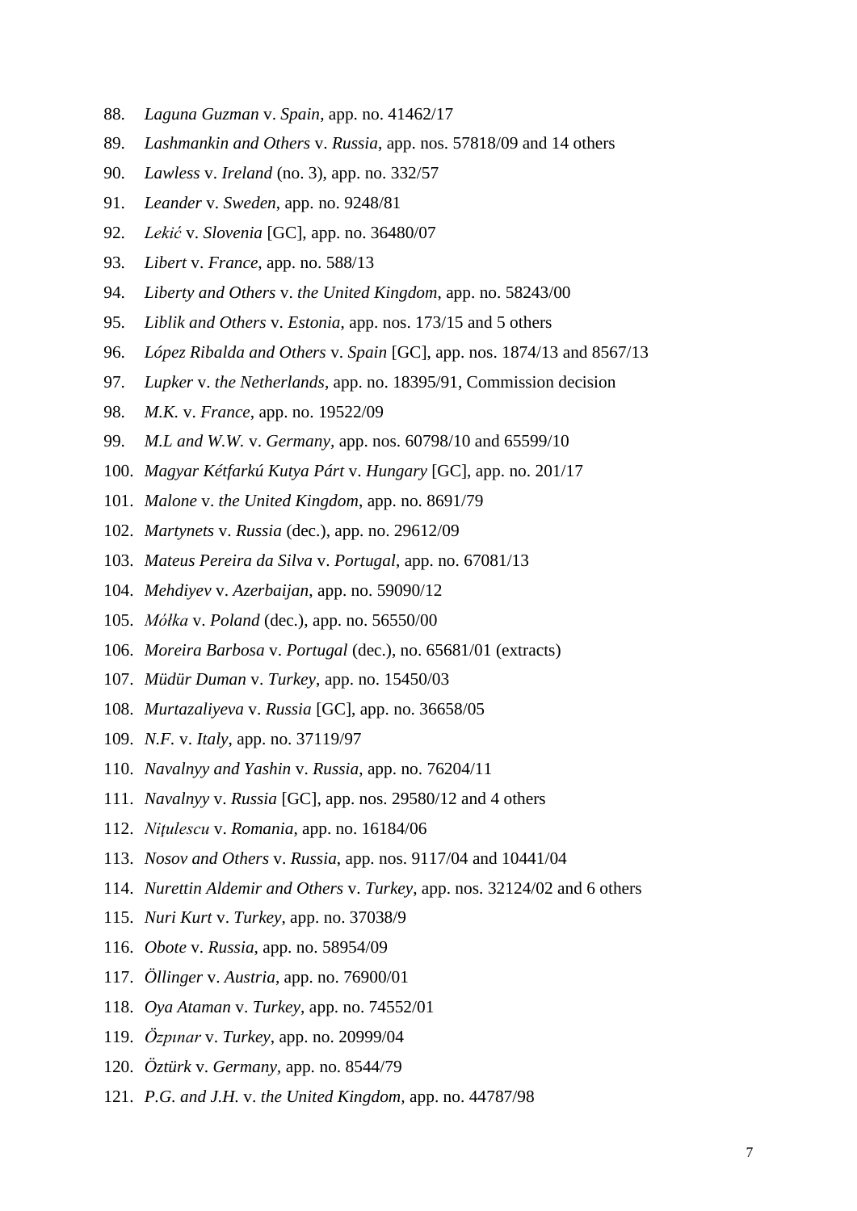88. *Laguna Guzman* v. *Spain*, app. no. 41462/17
89. *Lashmankin and Others* v. *Russia*, app. nos. 57818/09 and 14 others
90. *Lawless* v. *Ireland* (no. 3), app. no. 332/57
91. *Leander* v. *Sweden*, app. no. 9248/81
92. *Lekić* v. *Slovenia* [GC], app. no. 36480/07
93. *Libert* v. *France*, app. no. 588/13
94. *Liberty and Others* v. *the United Kingdom*, app. no. 58243/00
95. *Liblik and Others* v. *Estonia*, app. nos. 173/15 and 5 others
96. *López Ribalda and Others* v. *Spain* [GC], app. nos. 1874/13 and 8567/13
97. *Lupker* v. *the Netherlands*, app. no. 18395/91, Commission decision
98. *M.K.* v. *France*, app. no. 19522/09
99. *M.L and W.W.* v. *Germany*, app. nos. 60798/10 and 65599/10
100. *Magyar Kétfarkú Kutya Párt* v. *Hungary* [GC], app. no. 201/17
101. *Malone* v. *the United Kingdom*, app. no. 8691/79
102. *Martynets* v. *Russia* (dec.), app. no. 29612/09
103. *Mateus Pereira da Silva* v. *Portugal*, app. no. 67081/13
104. *Mehdiyev* v. *Azerbaijan*, app. no. 59090/12
105. *Mółka* v. *Poland* (dec.), app. no. 56550/00
106. *Moreira Barbosa* v. *Portugal* (dec.), no. 65681/01 (extracts)
107. *Müdür Duman* v. *Turkey*, app. no. 15450/03
108. *Murtazaliyeva* v. *Russia* [GC], app. no. 36658/05
109. *N.F.* v. *Italy*, app. no. 37119/97
110. *Navalnyy and Yashin* v. *Russia*, app. no. 76204/11
111. *Navalnyy* v. *Russia* [GC], app. nos. 29580/12 and 4 others
112. *Niţulescu* v. *Romania*, app. no. 16184/06
113. *Nosov and Others* v. *Russia*, app. nos. 9117/04 and 10441/04
114. *Nurettin Aldemir and Others* v. *Turkey*, app. nos. 32124/02 and 6 others
115. *Nuri Kurt* v. *Turkey*, app. no. 37038/9
116. *Obote* v. *Russia*, app. no. 58954/09
117. *Öllinger* v. *Austria*, app. no. 76900/01
118. *Oya Ataman* v. *Turkey*, app. no. 74552/01
119. *Özpınar* v. *Turkey*, app. no. 20999/04
120. *Öztürk* v. *Germany*, app. no. 8544/79
121. *P.G. and J.H.* v. *the United Kingdom*, app. no. 44787/98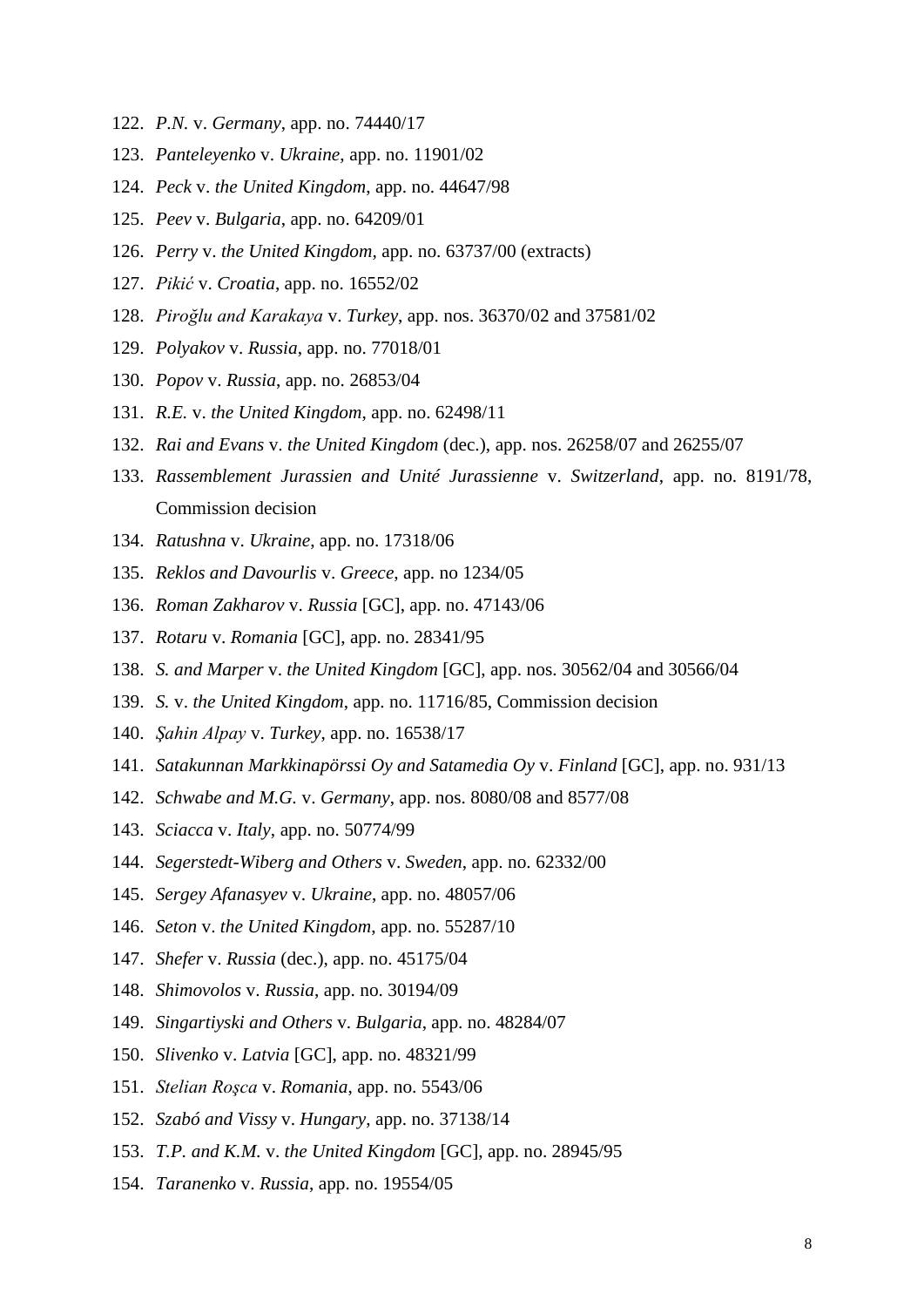122. *P.N.* v. *Germany*, app. no. 74440/17
123. *Panteleyenko* v. *Ukraine*, app. no. 11901/02
124. *Peck* v. *the United Kingdom*, app. no. 44647/98
125. *Peev* v. *Bulgaria*, app. no. 64209/01
126. *Perry* v. *the United Kingdom*, app. no. 63737/00 (extracts)
127. *Pikić* v. *Croatia*, app. no. 16552/02
128. *Piroğlu and Karakaya* v. *Turkey*, app. nos. 36370/02 and 37581/02
129. *Polyakov* v. *Russia*, app. no. 77018/01
130. *Popov* v. *Russia*, app. no. 26853/04
131. *R.E.* v. *the United Kingdom*, app. no. 62498/11
132. *Rai and Evans* v. *the United Kingdom* (dec.), app. nos. 26258/07 and 26255/07
133. *Rassemblement Jurassien and Unité Jurassienne* v. *Switzerland*, app. no. 8191/78, Commission decision
134. *Ratushna* v. *Ukraine*, app. no. 17318/06
135. *Reklos and Davourlis* v. *Greece*, app. no 1234/05
136. *Roman Zakharov* v. *Russia* [GC], app. no. 47143/06
137. *Rotaru* v. *Romania* [GC], app. no. 28341/95
138. *S. and Marper* v. *the United Kingdom* [GC], app. nos. 30562/04 and 30566/04
139. *S.* v. *the United Kingdom*, app. no. 11716/85, Commission decision
140. *Şahin Alpay* v. *Turkey*, app. no. 16538/17
141. *Satakunnan Markkinapörssi Oy and Satamedia Oy* v. *Finland* [GC], app. no. 931/13
142. *Schwabe and M.G.* v. *Germany*, app. nos. 8080/08 and 8577/08
143. *Sciacca* v. *Italy*, app. no. 50774/99
144. *Segerstedt-Wiberg and Others* v. *Sweden*, app. no. 62332/00
145. *Sergey Afanasyev* v. *Ukraine*, app. no. 48057/06
146. *Seton* v. *the United Kingdom*, app. no. 55287/10
147. *Shefer* v. *Russia* (dec.), app. no. 45175/04
148. *Shimovolos* v. *Russia*, app. no. 30194/09
149. *Singartiyski and Others* v. *Bulgaria*, app. no. 48284/07
150. *Slivenko* v. *Latvia* [GC], app. no. 48321/99
151. *Stelian Roşca* v. *Romania*, app. no. 5543/06
152. *Szabó and Vissy* v. *Hungary*, app. no. 37138/14
153. *T.P. and K.M.* v. *the United Kingdom* [GC], app. no. 28945/95
154. *Taranenko* v. *Russia*, app. no. 19554/05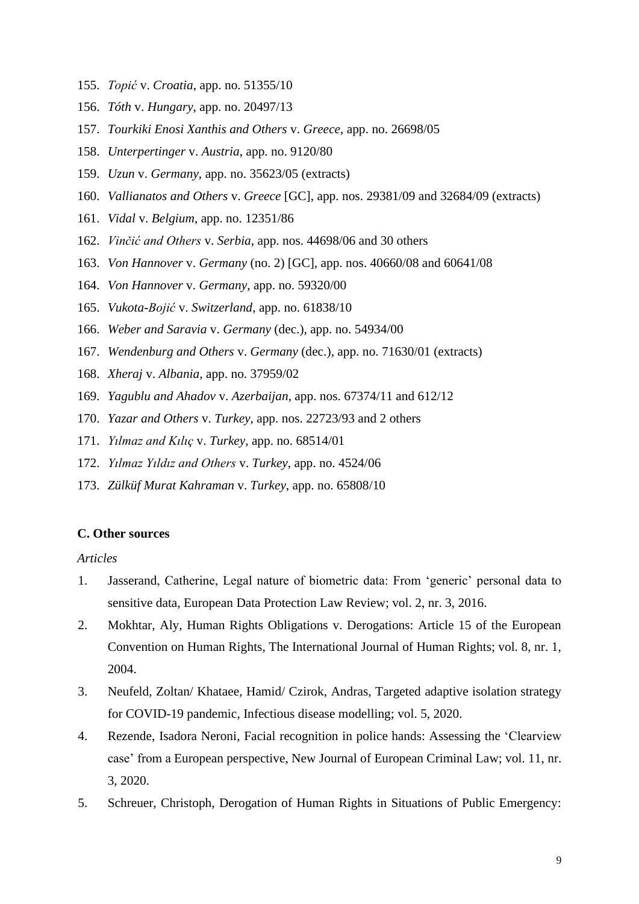155. *Topić* v. *Croatia*, app. no. 51355/10
156. *Tóth* v. *Hungary*, app. no. 20497/13
157. *Tourkiki Enosi Xanthis and Others* v. *Greece*, app. no. 26698/05
158. *Unterpertinger* v. *Austria*, app. no. 9120/80
159. *Uzun* v. *Germany*, app. no. 35623/05 (extracts)
160. *Vallianatos and Others* v. *Greece* [GC], app. nos. 29381/09 and 32684/09 (extracts)
161. *Vidal* v. *Belgium*, app. no. 12351/86
162. *Vinčić and Others* v. *Serbia*, app. nos. 44698/06 and 30 others
163. *Von Hannover* v. *Germany* (no. 2) [GC], app. nos. 40660/08 and 60641/08
164. *Von Hannover* v. *Germany*, app. no. 59320/00
165. *Vukota-Bojić* v. *Switzerland*, app. no. 61838/10
166. *Weber and Saravia* v. *Germany* (dec.), app. no. 54934/00
167. *Wendenburg and Others* v. *Germany* (dec.), app. no. 71630/01 (extracts)
168. *Xheraj* v. *Albania*, app. no. 37959/02
169. *Yagublu and Ahadov* v. *Azerbaijan*, app. nos. 67374/11 and 612/12
170. *Yazar and Others* v. *Turkey*, app. nos. 22723/93 and 2 others
171. *Yılmaz and Kılıç* v. *Turkey*, app. no. 68514/01
172. *Yılmaz Yıldız and Others* v. *Turkey*, app. no. 4524/06
173. *Zülküf Murat Kahraman* v. *Turkey*, app. no. 65808/10

### C. Other sources

*Articles*

1. Jasserand, Catherine, Legal nature of biometric data: From 'generic' personal data to sensitive data, European Data Protection Law Review; vol. 2, nr. 3, 2016.
2. Mokhtar, Aly, Human Rights Obligations v. Derogations: Article 15 of the European Convention on Human Rights, The International Journal of Human Rights; vol. 8, nr. 1, 2004.
3. Neufeld, Zoltan/ Khataee, Hamid/ Czirok, Andras, Targeted adaptive isolation strategy for COVID-19 pandemic, Infectious disease modelling; vol. 5, 2020.
4. Rezende, Isadora Neroni, Facial recognition in police hands: Assessing the 'Clearview case' from a European perspective, New Journal of European Criminal Law; vol. 11, nr. 3, 2020.
5. Schreuer, Christoph, Derogation of Human Rights in Situations of Public Emergency: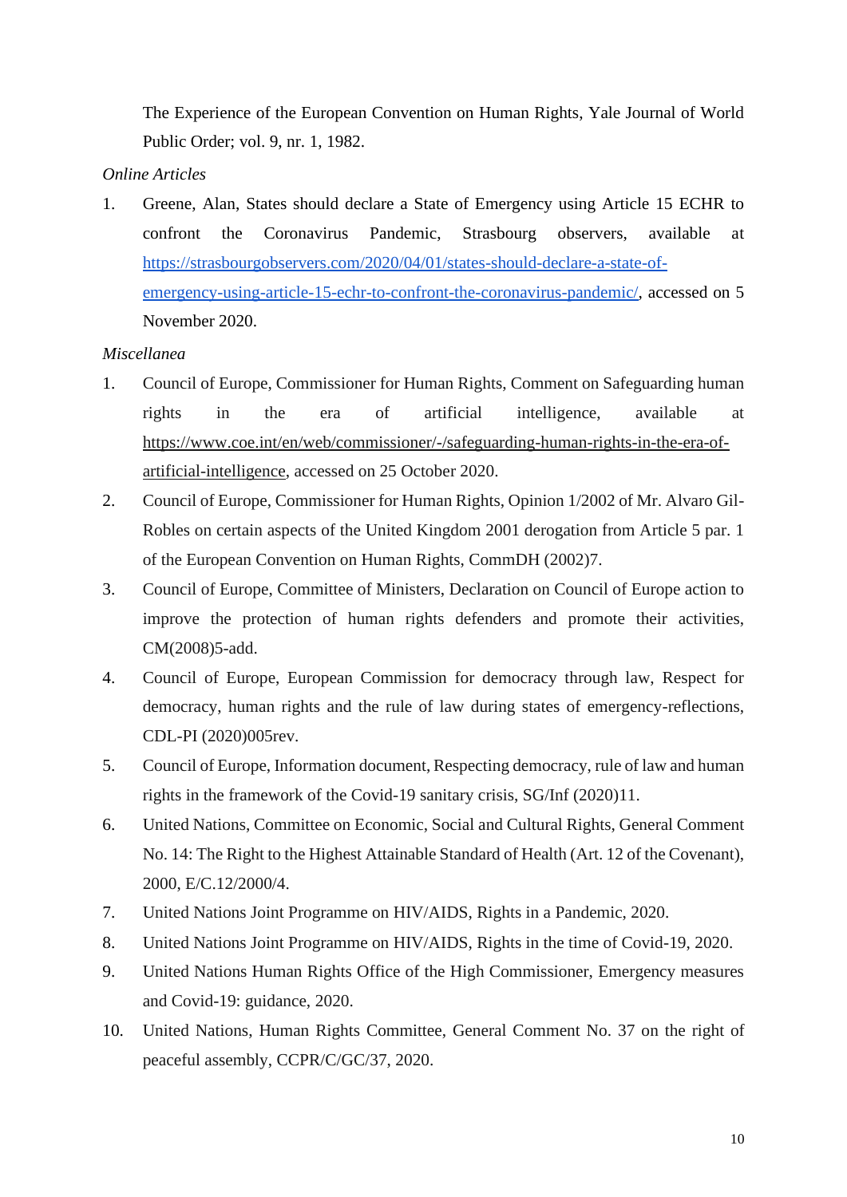The Experience of the European Convention on Human Rights, Yale Journal of World Public Order; vol. 9, nr. 1, 1982.

*Online Articles*

1. Greene, Alan, States should declare a State of Emergency using Article 15 ECHR to confront the Coronavirus Pandemic, Strasbourg observers, available at https://strasbourgobservers.com/2020/04/01/states-should-declare-a-state-of-emergency-using-article-15-echr-to-confront-the-coronavirus-pandemic/, accessed on 5 November 2020.

*Miscellanea*

1. Council of Europe, Commissioner for Human Rights, Comment on Safeguarding human rights in the era of artificial intelligence, available at https://www.coe.int/en/web/commissioner/-/safeguarding-human-rights-in-the-era-of-artificial-intelligence, accessed on 25 October 2020.
2. Council of Europe, Commissioner for Human Rights, Opinion 1/2002 of Mr. Alvaro Gil-Robles on certain aspects of the United Kingdom 2001 derogation from Article 5 par. 1 of the European Convention on Human Rights, CommDH (2002)7.
3. Council of Europe, Committee of Ministers, Declaration on Council of Europe action to improve the protection of human rights defenders and promote their activities, CM(2008)5-add.
4. Council of Europe, European Commission for democracy through law, Respect for democracy, human rights and the rule of law during states of emergency-reflections, CDL-PI (2020)005rev.
5. Council of Europe, Information document, Respecting democracy, rule of law and human rights in the framework of the Covid-19 sanitary crisis, SG/Inf (2020)11.
6. United Nations, Committee on Economic, Social and Cultural Rights, General Comment No. 14: The Right to the Highest Attainable Standard of Health (Art. 12 of the Covenant), 2000, E/C.12/2000/4.
7. United Nations Joint Programme on HIV/AIDS, Rights in a Pandemic, 2020.
8. United Nations Joint Programme on HIV/AIDS, Rights in the time of Covid-19, 2020.
9. United Nations Human Rights Office of the High Commissioner, Emergency measures and Covid-19: guidance, 2020.
10. United Nations, Human Rights Committee, General Comment No. 37 on the right of peaceful assembly, CCPR/C/GC/37, 2020.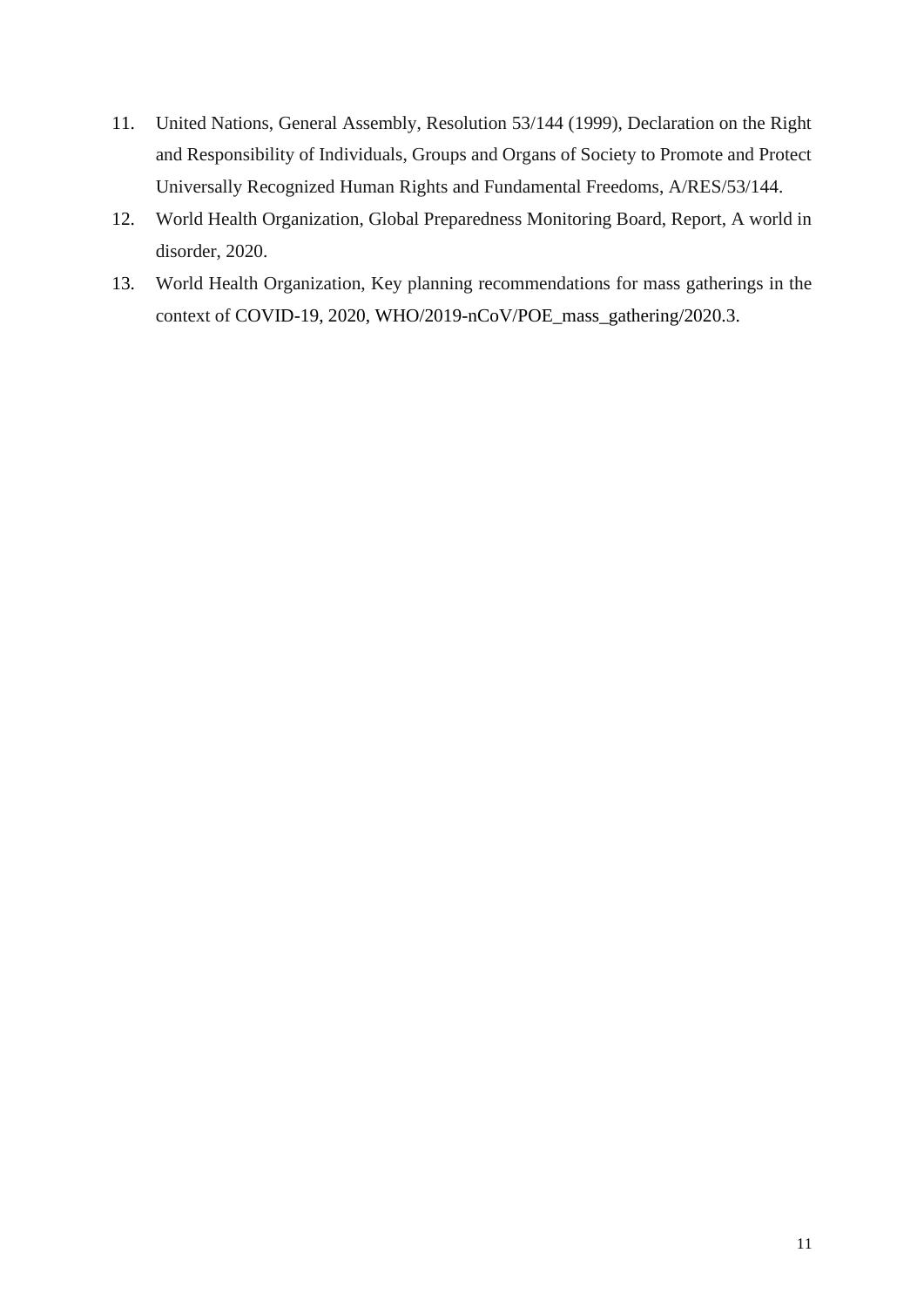11. United Nations, General Assembly, Resolution 53/144 (1999), Declaration on the Right and Responsibility of Individuals, Groups and Organs of Society to Promote and Protect Universally Recognized Human Rights and Fundamental Freedoms, A/RES/53/144.
12. World Health Organization, Global Preparedness Monitoring Board, Report, A world in disorder, 2020.
13. World Health Organization, Key planning recommendations for mass gatherings in the context of COVID-19, 2020, WHO/2019-nCoV/POE_mass_gathering/2020.3.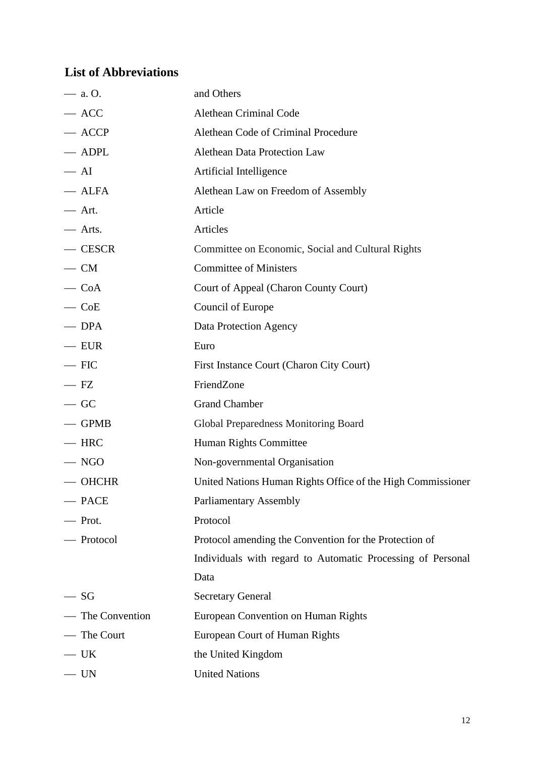## List of Abbreviations

| | |
|---|---|
| — a. O. | and Others |
| — ACC | Alethean Criminal Code |
| — ACCP | Alethean Code of Criminal Procedure |
| — ADPL | Alethean Data Protection Law |
| — AI | Artificial Intelligence |
| — ALFA | Alethean Law on Freedom of Assembly |
| — Art. | Article |
| — Arts. | Articles |
| — CESCR | Committee on Economic, Social and Cultural Rights |
| — CM | Committee of Ministers |
| — CoA | Court of Appeal (Charon County Court) |
| — CoE | Council of Europe |
| — DPA | Data Protection Agency |
| — EUR | Euro |
| — FIC | First Instance Court (Charon City Court) |
| — FZ | FriendZone |
| — GC | Grand Chamber |
| — GPMB | Global Preparedness Monitoring Board |
| — HRC | Human Rights Committee |
| — NGO | Non-governmental Organisation |
| — OHCHR | United Nations Human Rights Office of the High Commissioner |
| — PACE | Parliamentary Assembly |
| — Prot. | Protocol |
| — Protocol | Protocol amending the Convention for the Protection of Individuals with regard to Automatic Processing of Personal Data |
| — SG | Secretary General |
| — The Convention | European Convention on Human Rights |
| — The Court | European Court of Human Rights |
| — UK | the United Kingdom |
| — UN | United Nations |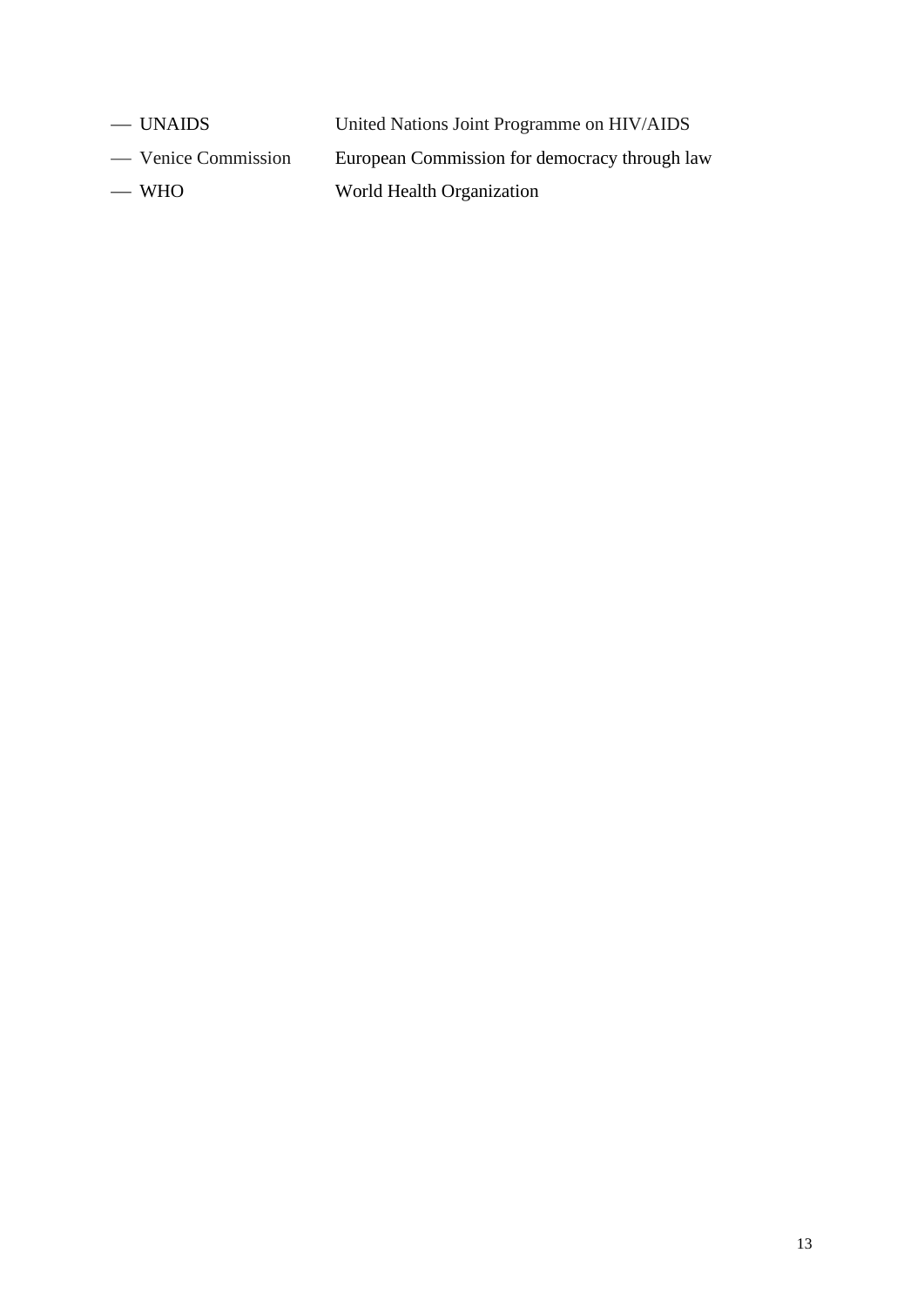- UNAIDS United Nations Joint Programme on HIV/AIDS
- Venice Commission European Commission for democracy through law
- WHO World Health Organization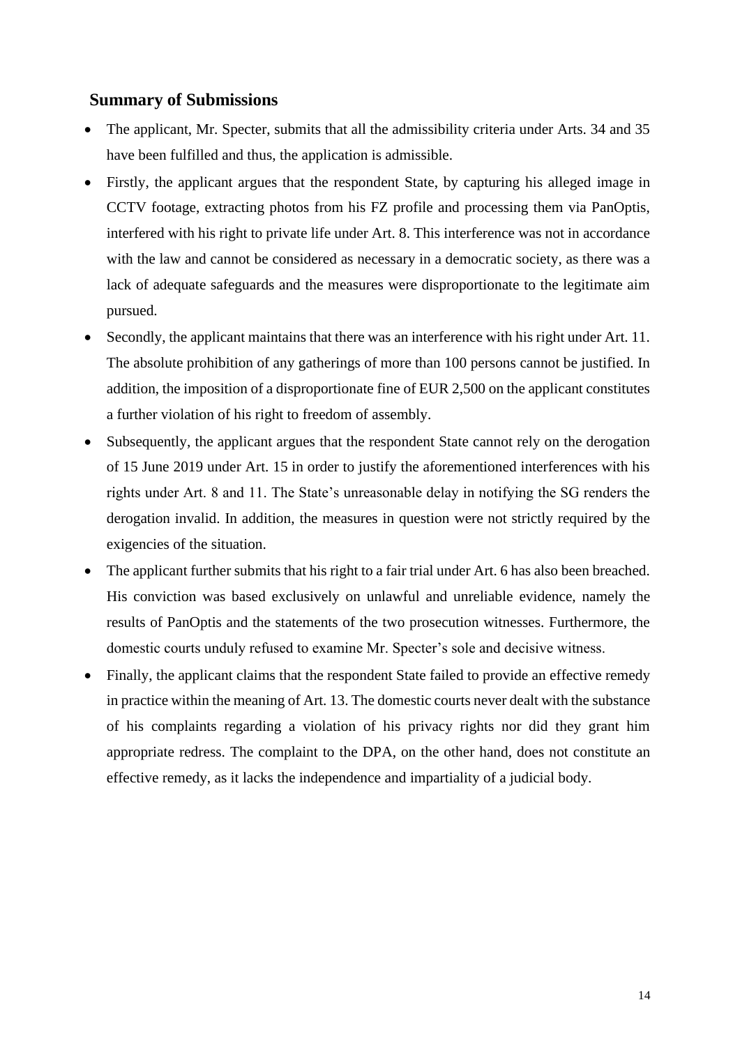## Summary of Submissions

- The applicant, Mr. Specter, submits that all the admissibility criteria under Arts. 34 and 35 have been fulfilled and thus, the application is admissible.
- Firstly, the applicant argues that the respondent State, by capturing his alleged image in CCTV footage, extracting photos from his FZ profile and processing them via PanOptis, interfered with his right to private life under Art. 8. This interference was not in accordance with the law and cannot be considered as necessary in a democratic society, as there was a lack of adequate safeguards and the measures were disproportionate to the legitimate aim pursued.
- Secondly, the applicant maintains that there was an interference with his right under Art. 11. The absolute prohibition of any gatherings of more than 100 persons cannot be justified. In addition, the imposition of a disproportionate fine of EUR 2,500 on the applicant constitutes a further violation of his right to freedom of assembly.
- Subsequently, the applicant argues that the respondent State cannot rely on the derogation of 15 June 2019 under Art. 15 in order to justify the aforementioned interferences with his rights under Art. 8 and 11. The State's unreasonable delay in notifying the SG renders the derogation invalid. In addition, the measures in question were not strictly required by the exigencies of the situation.
- The applicant further submits that his right to a fair trial under Art. 6 has also been breached. His conviction was based exclusively on unlawful and unreliable evidence, namely the results of PanOptis and the statements of the two prosecution witnesses. Furthermore, the domestic courts unduly refused to examine Mr. Specter's sole and decisive witness.
- Finally, the applicant claims that the respondent State failed to provide an effective remedy in practice within the meaning of Art. 13. The domestic courts never dealt with the substance of his complaints regarding a violation of his privacy rights nor did they grant him appropriate redress. The complaint to the DPA, on the other hand, does not constitute an effective remedy, as it lacks the independence and impartiality of a judicial body.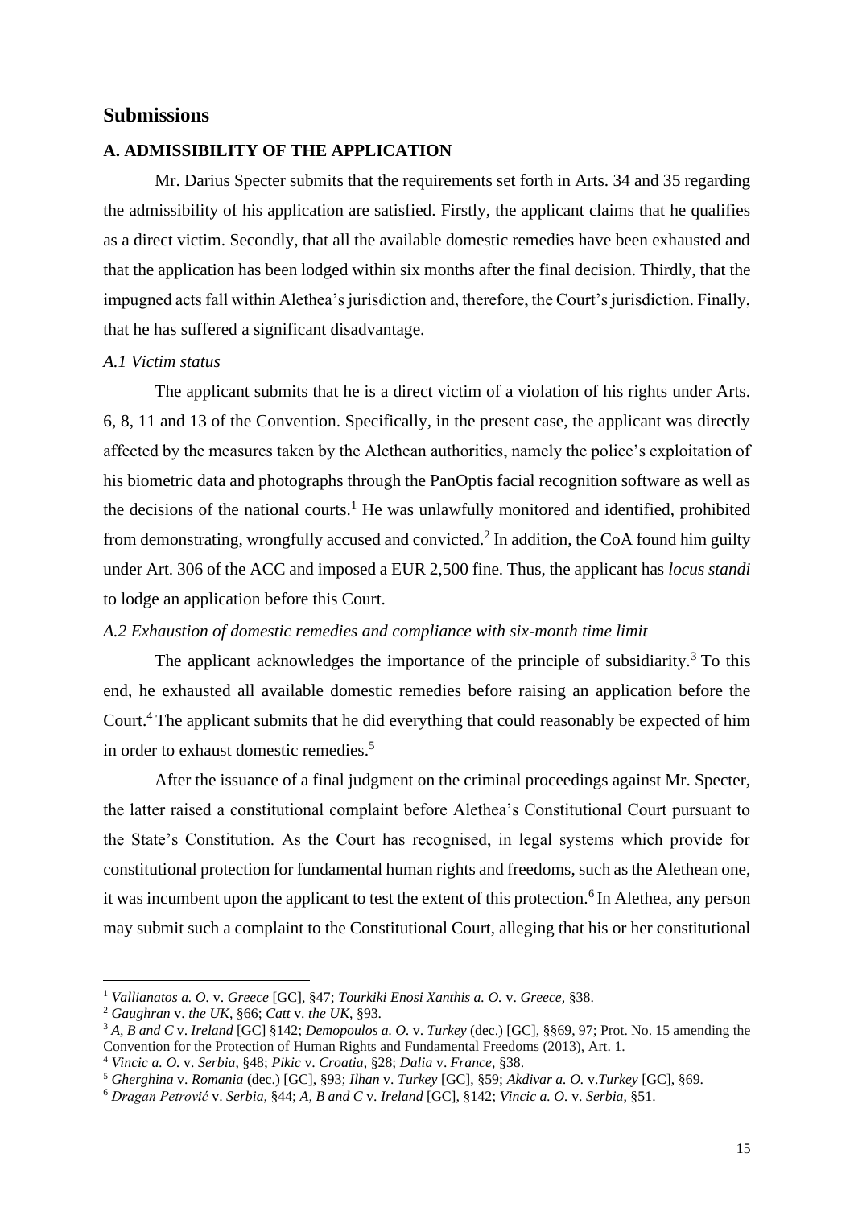## Submissions

### A. ADMISSIBILITY OF THE APPLICATION

Mr. Darius Specter submits that the requirements set forth in Arts. 34 and 35 regarding the admissibility of his application are satisfied. Firstly, the applicant claims that he qualifies as a direct victim. Secondly, that all the available domestic remedies have been exhausted and that the application has been lodged within six months after the final decision. Thirdly, that the impugned acts fall within Alethea's jurisdiction and, therefore, the Court's jurisdiction. Finally, that he has suffered a significant disadvantage.

*A.1 Victim status*

The applicant submits that he is a direct victim of a violation of his rights under Arts. 6, 8, 11 and 13 of the Convention. Specifically, in the present case, the applicant was directly affected by the measures taken by the Alethean authorities, namely the police's exploitation of his biometric data and photographs through the PanOptis facial recognition software as well as the decisions of the national courts.[1] He was unlawfully monitored and identified, prohibited from demonstrating, wrongfully accused and convicted.[2] In addition, the CoA found him guilty under Art. 306 of the ACC and imposed a EUR 2,500 fine. Thus, the applicant has *locus standi* to lodge an application before this Court.

*A.2 Exhaustion of domestic remedies and compliance with six-month time limit*

The applicant acknowledges the importance of the principle of subsidiarity.[3] To this end, he exhausted all available domestic remedies before raising an application before the Court.[4] The applicant submits that he did everything that could reasonably be expected of him in order to exhaust domestic remedies.[5]

After the issuance of a final judgment on the criminal proceedings against Mr. Specter, the latter raised a constitutional complaint before Alethea's Constitutional Court pursuant to the State's Constitution. As the Court has recognised, in legal systems which provide for constitutional protection for fundamental human rights and freedoms, such as the Alethean one, it was incumbent upon the applicant to test the extent of this protection.[6] In Alethea, any person may submit such a complaint to the Constitutional Court, alleging that his or her constitutional

---

[1] *Vallianatos a. O.* v. *Greece* [GC], §47; *Tourkiki Enosi Xanthis a. O.* v. *Greece*, §38.

[2] *Gaughran* v. *the UK*, §66; *Catt* v. *the UK*, §93.

[3] *A, B and C* v. *Ireland* [GC] §142; *Demopoulos a. O.* v. *Turkey* (dec.) [GC], §§69, 97; Prot. No. 15 amending the Convention for the Protection of Human Rights and Fundamental Freedoms (2013), Art. 1.

[4] *Vincic a. O.* v. *Serbia*, §48; *Pikic* v. *Croatia*, §28; *Dalia* v. *France*, §38.

[5] *Gherghina* v. *Romania* (dec.) [GC], §93; *Ilhan* v. *Turkey* [GC], §59; *Akdivar a. O.* v. *Turkey* [GC], §69.

[6] *Dragan Petrović* v. *Serbia*, §44; *A, B and C* v. *Ireland* [GC], §142; *Vincic a. O.* v. *Serbia*, §51.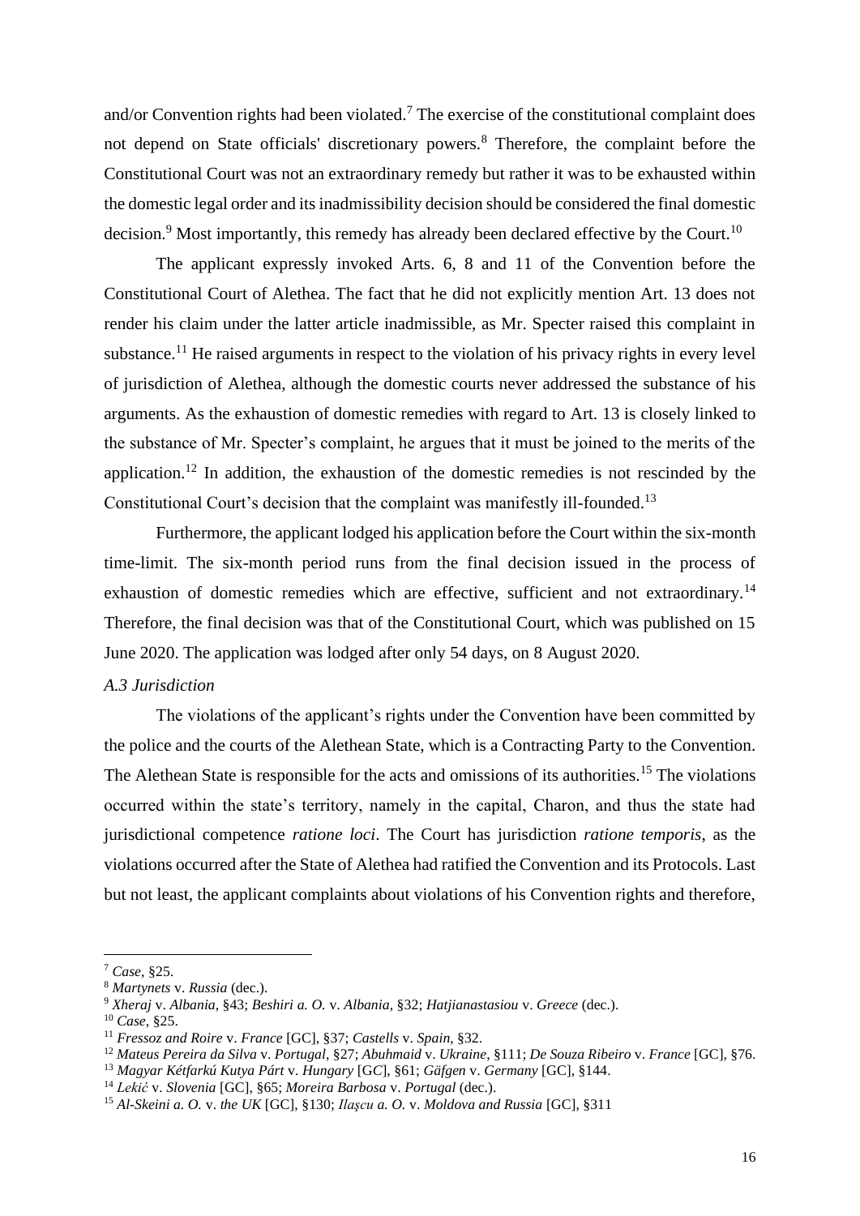and/or Convention rights had been violated.[7] The exercise of the constitutional complaint does not depend on State officials' discretionary powers.[8] Therefore, the complaint before the Constitutional Court was not an extraordinary remedy but rather it was to be exhausted within the domestic legal order and its inadmissibility decision should be considered the final domestic decision.[9] Most importantly, this remedy has already been declared effective by the Court.[10]

The applicant expressly invoked Arts. 6, 8 and 11 of the Convention before the Constitutional Court of Alethea. The fact that he did not explicitly mention Art. 13 does not render his claim under the latter article inadmissible, as Mr. Specter raised this complaint in substance.[11] He raised arguments in respect to the violation of his privacy rights in every level of jurisdiction of Alethea, although the domestic courts never addressed the substance of his arguments. As the exhaustion of domestic remedies with regard to Art. 13 is closely linked to the substance of Mr. Specter's complaint, he argues that it must be joined to the merits of the application.[12] In addition, the exhaustion of the domestic remedies is not rescinded by the Constitutional Court's decision that the complaint was manifestly ill-founded.[13]

Furthermore, the applicant lodged his application before the Court within the six-month time-limit. The six-month period runs from the final decision issued in the process of exhaustion of domestic remedies which are effective, sufficient and not extraordinary.[14] Therefore, the final decision was that of the Constitutional Court, which was published on 15 June 2020. The application was lodged after only 54 days, on 8 August 2020.

*A.3 Jurisdiction*

The violations of the applicant's rights under the Convention have been committed by the police and the courts of the Alethean State, which is a Contracting Party to the Convention. The Alethean State is responsible for the acts and omissions of its authorities.[15] The violations occurred within the state's territory, namely in the capital, Charon, and thus the state had jurisdictional competence *ratione loci*. The Court has jurisdiction *ratione temporis*, as the violations occurred after the State of Alethea had ratified the Convention and its Protocols. Last but not least, the applicant complaints about violations of his Convention rights and therefore,

---

[7] *Case*, §25.

[8] *Martynets* v. *Russia* (dec.).

[9] *Xheraj* v. *Albania*, §43; *Beshiri a. O.* v. *Albania*, §32; *Hatjianastasiou* v. *Greece* (dec.).

[10] *Case*, §25.

[11] *Fressoz and Roire* v. *France* [GC], §37; *Castells* v. *Spain*, §32.

[12] *Mateus Pereira da Silva* v. *Portugal*, §27; *Abuhmaid* v. *Ukraine*, §111; *De Souza Ribeiro* v. *France* [GC], §76.

[13] *Magyar Kétfarkú Kutya Párt* v. *Hungary* [GC], §61; *Gäfgen* v. *Germany* [GC], §144.

[14] *Lekić* v. *Slovenia* [GC], §65; *Moreira Barbosa* v. *Portugal* (dec.).

[15] *Al-Skeini a. O.* v. *the UK* [GC], §130; *Ilaşcu a. O.* v. *Moldova and Russia* [GC], §311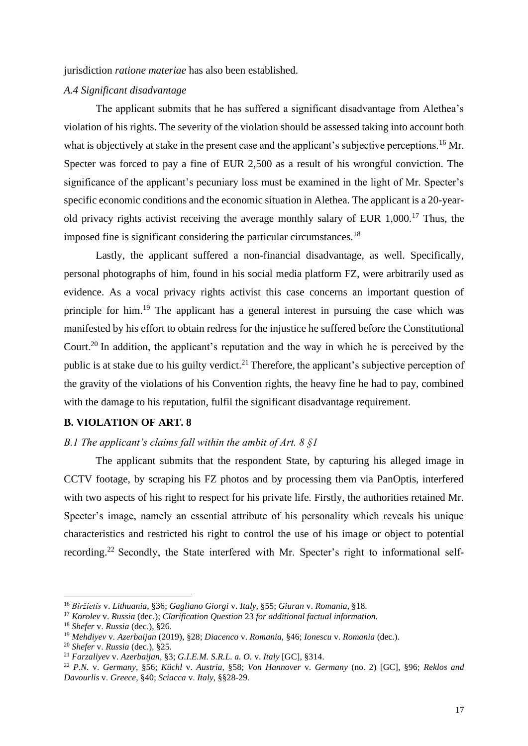jurisdiction *ratione materiae* has also been established.

### *A.4 Significant disadvantage*

The applicant submits that he has suffered a significant disadvantage from Alethea's violation of his rights. The severity of the violation should be assessed taking into account both what is objectively at stake in the present case and the applicant's subjective perceptions.[16] Mr. Specter was forced to pay a fine of EUR 2,500 as a result of his wrongful conviction. The significance of the applicant's pecuniary loss must be examined in the light of Mr. Specter's specific economic conditions and the economic situation in Alethea. The applicant is a 20-year-old privacy rights activist receiving the average monthly salary of EUR 1,000.[17] Thus, the imposed fine is significant considering the particular circumstances.[18]

Lastly, the applicant suffered a non-financial disadvantage, as well. Specifically, personal photographs of him, found in his social media platform FZ, were arbitrarily used as evidence. As a vocal privacy rights activist this case concerns an important question of principle for him.[19] The applicant has a general interest in pursuing the case which was manifested by his effort to obtain redress for the injustice he suffered before the Constitutional Court.[20] In addition, the applicant's reputation and the way in which he is perceived by the public is at stake due to his guilty verdict.[21] Therefore, the applicant's subjective perception of the gravity of the violations of his Convention rights, the heavy fine he had to pay, combined with the damage to his reputation, fulfil the significant disadvantage requirement.

## B. VIOLATION OF ART. 8

### *B.1 The applicant's claims fall within the ambit of Art. 8 §1*

The applicant submits that the respondent State, by capturing his alleged image in CCTV footage, by scraping his FZ photos and by processing them via PanOptis, interfered with two aspects of his right to respect for his private life. Firstly, the authorities retained Mr. Specter's image, namely an essential attribute of his personality which reveals his unique characteristics and restricted his right to control the use of his image or object to potential recording.[22] Secondly, the State interfered with Mr. Specter's right to informational self-

---

[16] *Biržietis* v. *Lithuania*, §36; *Gagliano Giorgi* v. *Italy*, §55; *Giuran* v. *Romania*, §18.

[17] *Korolev* v. *Russia* (dec.); *Clarification Question* 23 *for additional factual information.*

[18] *Shefer* v. *Russia* (dec.), §26.

[19] *Mehdiyev* v. *Azerbaijan* (2019), §28; *Diacenco* v. *Romania*, §46; *Ionescu* v. *Romania* (dec.).

[20] *Shefer* v. *Russia* (dec.), §25.

[21] *Farzaliyev* v. *Azerbaijan*, §3; *G.I.E.M. S.R.L. a. O.* v. *Italy* [GC], §314.

[22] *P.N.* v. *Germany*, §56; *Küchl* v. *Austria*, §58; *Von Hannover* v. *Germany* (no. 2) [GC], §96; *Reklos and Davourlis* v. *Greece*, §40; *Sciacca* v. *Italy*, §§28-29.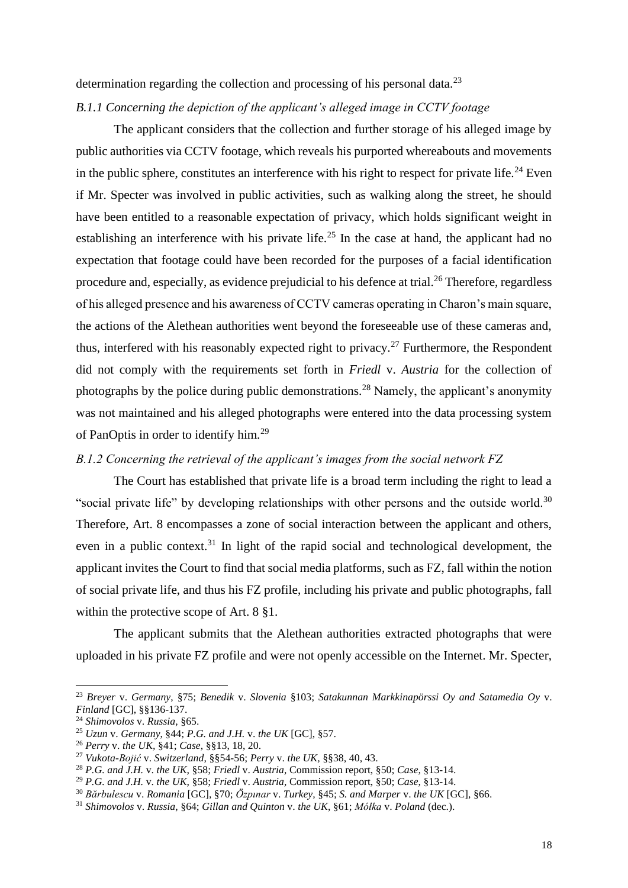determination regarding the collection and processing of his personal data.[23]

*B.1.1 Concerning the depiction of the applicant's alleged image in CCTV footage*

The applicant considers that the collection and further storage of his alleged image by public authorities via CCTV footage, which reveals his purported whereabouts and movements in the public sphere, constitutes an interference with his right to respect for private life.[24] Even if Mr. Specter was involved in public activities, such as walking along the street, he should have been entitled to a reasonable expectation of privacy, which holds significant weight in establishing an interference with his private life.[25] In the case at hand, the applicant had no expectation that footage could have been recorded for the purposes of a facial identification procedure and, especially, as evidence prejudicial to his defence at trial.[26] Therefore, regardless of his alleged presence and his awareness of CCTV cameras operating in Charon's main square, the actions of the Alethean authorities went beyond the foreseeable use of these cameras and, thus, interfered with his reasonably expected right to privacy.[27] Furthermore, the Respondent did not comply with the requirements set forth in *Friedl* v. *Austria* for the collection of photographs by the police during public demonstrations.[28] Namely, the applicant's anonymity was not maintained and his alleged photographs were entered into the data processing system of PanOptis in order to identify him.[29]

*B.1.2 Concerning the retrieval of the applicant's images from the social network FZ*

The Court has established that private life is a broad term including the right to lead a "social private life" by developing relationships with other persons and the outside world.[30] Therefore, Art. 8 encompasses a zone of social interaction between the applicant and others, even in a public context.[31] In light of the rapid social and technological development, the applicant invites the Court to find that social media platforms, such as FZ, fall within the notion of social private life, and thus his FZ profile, including his private and public photographs, fall within the protective scope of Art. 8 §1.

The applicant submits that the Alethean authorities extracted photographs that were uploaded in his private FZ profile and were not openly accessible on the Internet. Mr. Specter,

---

[23] *Breyer* v. *Germany*, §75; *Benedik* v. *Slovenia* §103; *Satakunnan Markkinapörssi Oy and Satamedia Oy* v. *Finland* [GC], §§136-137.

[24] *Shimovolos* v. *Russia*, §65.

[25] *Uzun* v. *Germany*, §44; *P.G. and J.H.* v. *the UK* [GC], §57.

[26] *Perry* v. *the UK*, §41; *Case*, §§13, 18, 20.

[27] *Vukota-Bojić* v. *Switzerland*, §§54-56; *Perry* v. *the UK*, §§38, 40, 43.

[28] *P.G. and J.H.* v. *the UK*, §58; *Friedl* v. *Austria*, Commission report, §50; *Case*, §13-14.

[29] *P.G. and J.H.* v. *the UK*, §58; *Friedl* v. *Austria*, Commission report, §50; *Case*, §13-14.

[30] *Bărbulescu* v. *Romania* [GC], §70; *Özpınar* v. *Turkey*, §45; *S. and Marper* v. *the UK* [GC], §66.

[31] *Shimovolos* v. *Russia*, §64; *Gillan and Quinton* v. *the UK*, §61; *Mółka* v. *Poland* (dec.).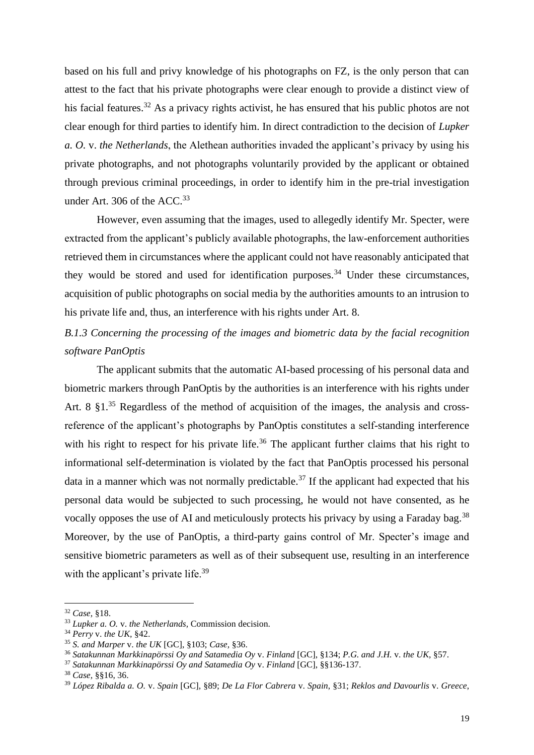based on his full and privy knowledge of his photographs on FZ, is the only person that can attest to the fact that his private photographs were clear enough to provide a distinct view of his facial features.[32] As a privacy rights activist, he has ensured that his public photos are not clear enough for third parties to identify him. In direct contradiction to the decision of *Lupker a. O.* v. *the Netherlands*, the Alethean authorities invaded the applicant's privacy by using his private photographs, and not photographs voluntarily provided by the applicant or obtained through previous criminal proceedings, in order to identify him in the pre-trial investigation under Art. 306 of the ACC.[33]

However, even assuming that the images, used to allegedly identify Mr. Specter, were extracted from the applicant's publicly available photographs, the law-enforcement authorities retrieved them in circumstances where the applicant could not have reasonably anticipated that they would be stored and used for identification purposes.[34] Under these circumstances, acquisition of public photographs on social media by the authorities amounts to an intrusion to his private life and, thus, an interference with his rights under Art. 8.

*B.1.3 Concerning the processing of the images and biometric data by the facial recognition software PanOptis*

The applicant submits that the automatic AI-based processing of his personal data and biometric markers through PanOptis by the authorities is an interference with his rights under Art. 8 §1.[35] Regardless of the method of acquisition of the images, the analysis and cross-reference of the applicant's photographs by PanOptis constitutes a self-standing interference with his right to respect for his private life.[36] The applicant further claims that his right to informational self-determination is violated by the fact that PanOptis processed his personal data in a manner which was not normally predictable.[37] If the applicant had expected that his personal data would be subjected to such processing, he would not have consented, as he vocally opposes the use of AI and meticulously protects his privacy by using a Faraday bag.[38] Moreover, by the use of PanOptis, a third-party gains control of Mr. Specter's image and sensitive biometric parameters as well as of their subsequent use, resulting in an interference with the applicant's private life.[39]

---

[32] *Case*, §18.

[33] *Lupker a. O.* v. *the Netherlands*, Commission decision.

[34] *Perry* v. *the UK*, §42.

[35] *S. and Marper* v. *the UK* [GC], §103; *Case*, §36.

[36] *Satakunnan Markkinapörssi Oy and Satamedia Oy* v. *Finland* [GC], §134; *P.G. and J.H.* v. *the UK*, §57.

[37] *Satakunnan Markkinapörssi Oy and Satamedia Oy* v. *Finland* [GC], §§136-137.

[38] *Case*, §§16, 36.

[39] *López Ribalda a. O.* v. *Spain* [GC], §89; *De La Flor Cabrera* v. *Spain*, §31; *Reklos and Davourlis* v. *Greece*,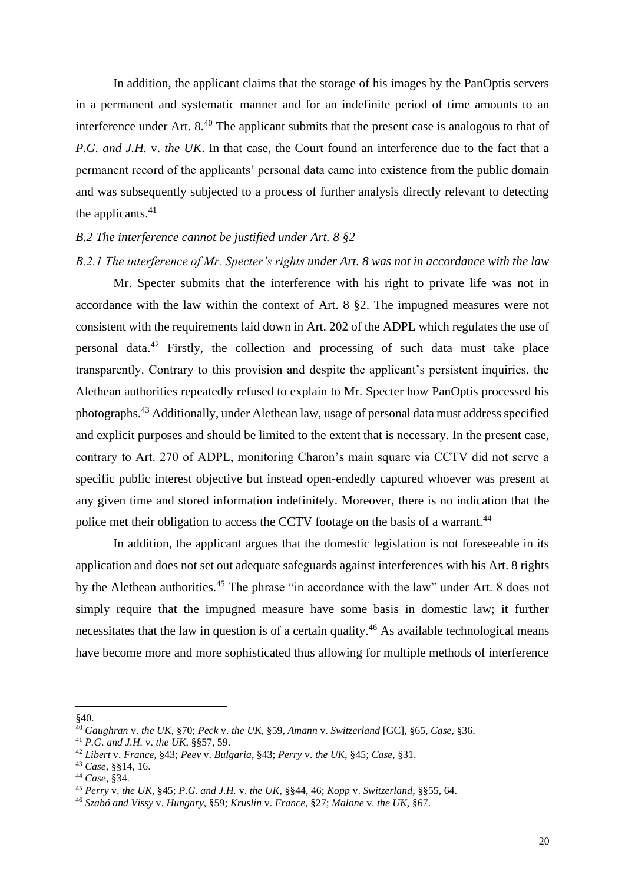In addition, the applicant claims that the storage of his images by the PanOptis servers in a permanent and systematic manner and for an indefinite period of time amounts to an interference under Art. 8.[40] The applicant submits that the present case is analogous to that of *P.G. and J.H.* v. *the UK*. In that case, the Court found an interference due to the fact that a permanent record of the applicants' personal data came into existence from the public domain and was subsequently subjected to a process of further analysis directly relevant to detecting the applicants.[41]

*B.2 The interference cannot be justified under Art. 8 §2*

*B.2.1 The interference of Mr. Specter's rights under Art. 8 was not in accordance with the law*

Mr. Specter submits that the interference with his right to private life was not in accordance with the law within the context of Art. 8 §2. The impugned measures were not consistent with the requirements laid down in Art. 202 of the ADPL which regulates the use of personal data.[42] Firstly, the collection and processing of such data must take place transparently. Contrary to this provision and despite the applicant's persistent inquiries, the Alethean authorities repeatedly refused to explain to Mr. Specter how PanOptis processed his photographs.[43] Additionally, under Alethean law, usage of personal data must address specified and explicit purposes and should be limited to the extent that is necessary. In the present case, contrary to Art. 270 of ADPL, monitoring Charon's main square via CCTV did not serve a specific public interest objective but instead open-endedly captured whoever was present at any given time and stored information indefinitely. Moreover, there is no indication that the police met their obligation to access the CCTV footage on the basis of a warrant.[44]

In addition, the applicant argues that the domestic legislation is not foreseeable in its application and does not set out adequate safeguards against interferences with his Art. 8 rights by the Alethean authorities.[45] The phrase "in accordance with the law" under Art. 8 does not simply require that the impugned measure have some basis in domestic law; it further necessitates that the law in question is of a certain quality.[46] As available technological means have become more and more sophisticated thus allowing for multiple methods of interference

---

§40.

[40] *Gaughran* v. *the UK*, §70; *Peck* v. *the UK*, §59, *Amann* v. *Switzerland* [GC], §65, *Case*, §36.

[41] *P.G. and J.H.* v. *the UK*, §§57, 59.

[42] *Libert* v. *France*, §43; *Peev* v. *Bulgaria*, §43; *Perry* v. *the UK*, §45; *Case*, §31.

[43] *Case*, §§14, 16.

[44] *Case*, §34.

[45] *Perry* v. *the UK*, §45; *P.G. and J.H.* v. *the UK*, §§44, 46; *Kopp* v. *Switzerland*, §§55, 64.

[46] *Szabó and Vissy* v. *Hungary*, §59; *Kruslin* v. *France*, §27; *Malone* v. *the UK*, §67.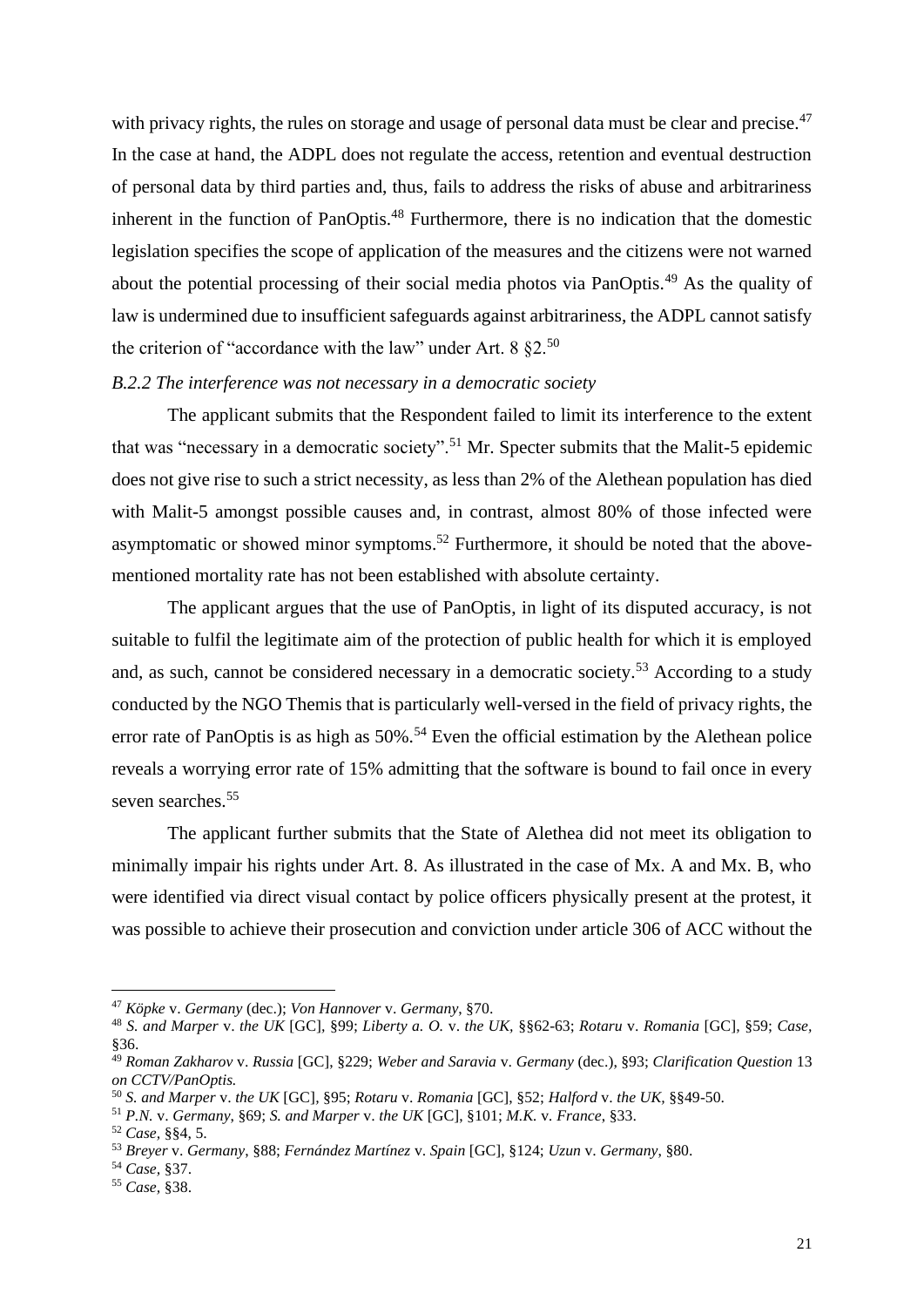with privacy rights, the rules on storage and usage of personal data must be clear and precise.[47] In the case at hand, the ADPL does not regulate the access, retention and eventual destruction of personal data by third parties and, thus, fails to address the risks of abuse and arbitrariness inherent in the function of PanOptis.[48] Furthermore, there is no indication that the domestic legislation specifies the scope of application of the measures and the citizens were not warned about the potential processing of their social media photos via PanOptis.[49] As the quality of law is undermined due to insufficient safeguards against arbitrariness, the ADPL cannot satisfy the criterion of "accordance with the law" under Art. 8 §2.[50]

*B.2.2 The interference was not necessary in a democratic society*

The applicant submits that the Respondent failed to limit its interference to the extent that was "necessary in a democratic society".[51] Mr. Specter submits that the Malit-5 epidemic does not give rise to such a strict necessity, as less than 2% of the Alethean population has died with Malit-5 amongst possible causes and, in contrast, almost 80% of those infected were asymptomatic or showed minor symptoms.[52] Furthermore, it should be noted that the above-mentioned mortality rate has not been established with absolute certainty.

The applicant argues that the use of PanOptis, in light of its disputed accuracy, is not suitable to fulfil the legitimate aim of the protection of public health for which it is employed and, as such, cannot be considered necessary in a democratic society.[53] According to a study conducted by the NGO Themis that is particularly well-versed in the field of privacy rights, the error rate of PanOptis is as high as 50%.[54] Even the official estimation by the Alethean police reveals a worrying error rate of 15% admitting that the software is bound to fail once in every seven searches.[55]

The applicant further submits that the State of Alethea did not meet its obligation to minimally impair his rights under Art. 8. As illustrated in the case of Mx. A and Mx. B, who were identified via direct visual contact by police officers physically present at the protest, it was possible to achieve their prosecution and conviction under article 306 of ACC without the

---

[47] *Köpke* v. *Germany* (dec.); *Von Hannover* v. *Germany*, §70.

[48] *S. and Marper* v. *the UK* [GC], §99; *Liberty a. O.* v. *the UK*, §§62-63; *Rotaru* v. *Romania* [GC], §59; *Case*, §36.

[49] *Roman Zakharov* v. *Russia* [GC], §229; *Weber and Saravia* v. *Germany* (dec.), §93; *Clarification Question* 13 *on CCTV/PanOptis.*

[50] *S. and Marper* v. *the UK* [GC], §95; *Rotaru* v. *Romania* [GC], §52; *Halford* v. *the UK*, §§49-50.

[51] *P.N.* v. *Germany*, §69; *S. and Marper* v. *the UK* [GC], §101; *M.K.* v. *France*, §33.

[52] *Case*, §§4, 5.

[53] *Breyer* v. *Germany*, §88; *Fernández Martínez* v. *Spain* [GC], §124; *Uzun* v. *Germany*, §80.

[54] *Case*, §37.

[55] *Case*, §38.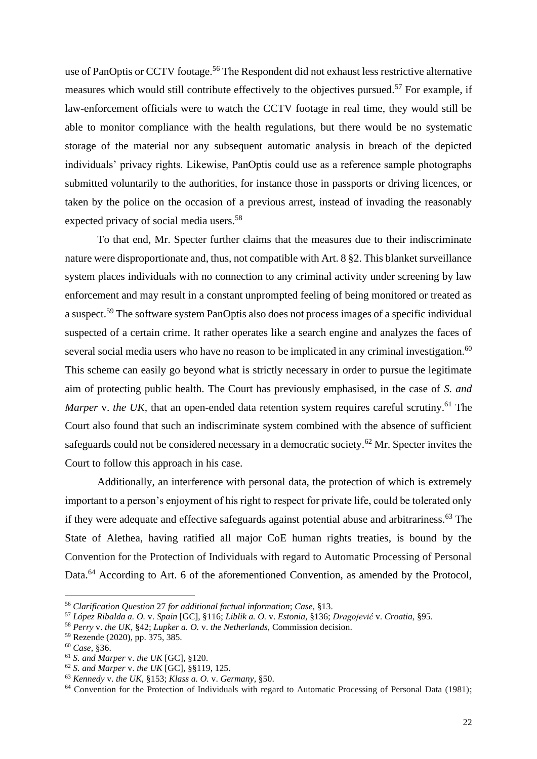use of PanOptis or CCTV footage.[56] The Respondent did not exhaust less restrictive alternative measures which would still contribute effectively to the objectives pursued.[57] For example, if law-enforcement officials were to watch the CCTV footage in real time, they would still be able to monitor compliance with the health regulations, but there would be no systematic storage of the material nor any subsequent automatic analysis in breach of the depicted individuals' privacy rights. Likewise, PanOptis could use as a reference sample photographs submitted voluntarily to the authorities, for instance those in passports or driving licences, or taken by the police on the occasion of a previous arrest, instead of invading the reasonably expected privacy of social media users.[58]

To that end, Mr. Specter further claims that the measures due to their indiscriminate nature were disproportionate and, thus, not compatible with Art. 8 §2. This blanket surveillance system places individuals with no connection to any criminal activity under screening by law enforcement and may result in a constant unprompted feeling of being monitored or treated as a suspect.[59] The software system PanOptis also does not process images of a specific individual suspected of a certain crime. It rather operates like a search engine and analyzes the faces of several social media users who have no reason to be implicated in any criminal investigation.[60] This scheme can easily go beyond what is strictly necessary in order to pursue the legitimate aim of protecting public health. The Court has previously emphasised, in the case of *S. and Marper* v. *the UK*, that an open-ended data retention system requires careful scrutiny.[61] The Court also found that such an indiscriminate system combined with the absence of sufficient safeguards could not be considered necessary in a democratic society.[62] Mr. Specter invites the Court to follow this approach in his case.

Additionally, an interference with personal data, the protection of which is extremely important to a person's enjoyment of his right to respect for private life, could be tolerated only if they were adequate and effective safeguards against potential abuse and arbitrariness.[63] The State of Alethea, having ratified all major CoE human rights treaties, is bound by the Convention for the Protection of Individuals with regard to Automatic Processing of Personal Data.[64] According to Art. 6 of the aforementioned Convention, as amended by the Protocol,

---

[56] *Clarification Question* 27 *for additional factual information*; *Case*, §13.

[57] *López Ribalda a. O.* v. *Spain* [GC], §116; *Liblik a. O.* v. *Estonia*, §136; *Dragojević* v. *Croatia*, §95.

[58] *Perry* v. *the UK*, §42; *Lupker a. O.* v. *the Netherlands*, Commission decision.

[59] Rezende (2020), pp. 375, 385.

[60] *Case*, §36.

[61] *S. and Marper* v. *the UK* [GC], §120.

[62] *S. and Marper* v. *the UK* [GC], §§119, 125.

[63] *Kennedy* v. *the UK*, §153; *Klass a. O.* v. *Germany*, §50.

[64] Convention for the Protection of Individuals with regard to Automatic Processing of Personal Data (1981);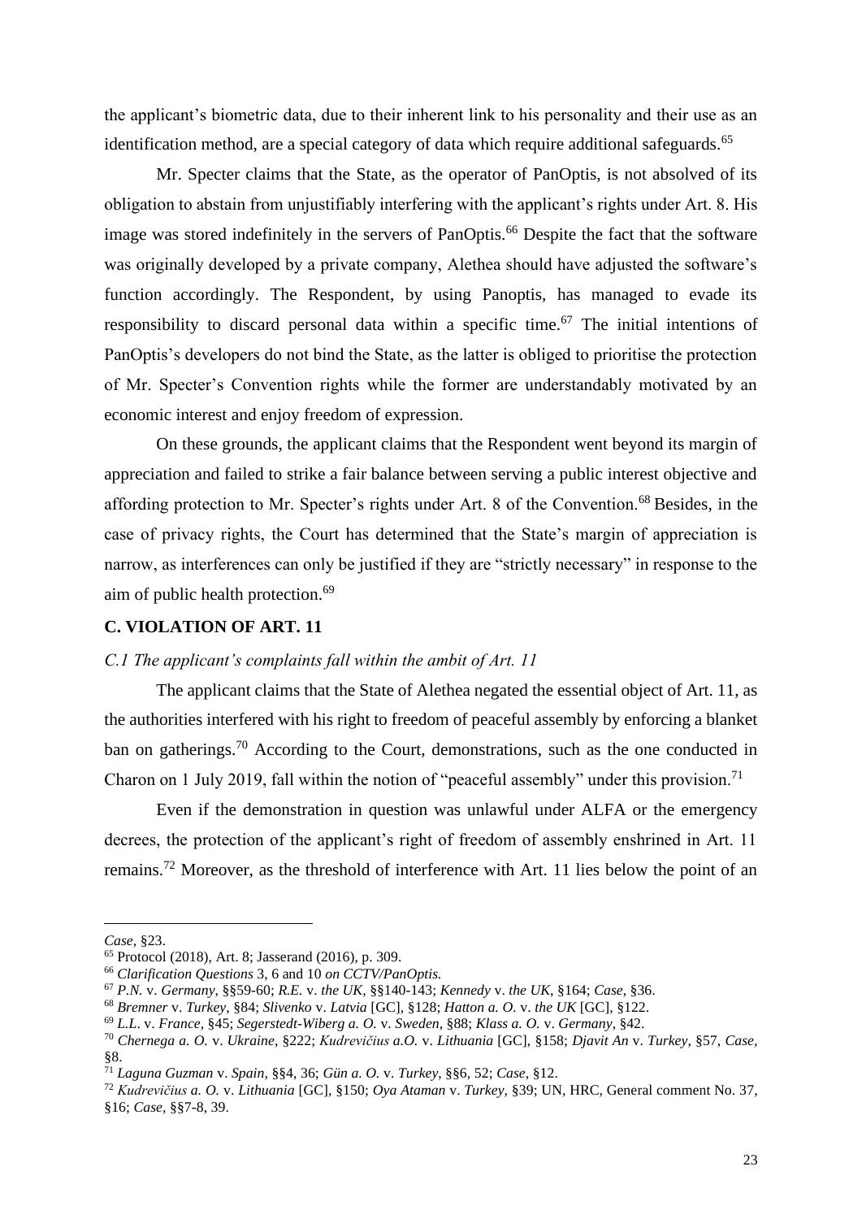the applicant's biometric data, due to their inherent link to his personality and their use as an identification method, are a special category of data which require additional safeguards.[65]

Mr. Specter claims that the State, as the operator of PanOptis, is not absolved of its obligation to abstain from unjustifiably interfering with the applicant's rights under Art. 8. His image was stored indefinitely in the servers of PanOptis.[66] Despite the fact that the software was originally developed by a private company, Alethea should have adjusted the software's function accordingly. The Respondent, by using Panoptis, has managed to evade its responsibility to discard personal data within a specific time.[67] The initial intentions of PanOptis's developers do not bind the State, as the latter is obliged to prioritise the protection of Mr. Specter's Convention rights while the former are understandably motivated by an economic interest and enjoy freedom of expression.

On these grounds, the applicant claims that the Respondent went beyond its margin of appreciation and failed to strike a fair balance between serving a public interest objective and affording protection to Mr. Specter's rights under Art. 8 of the Convention.[68] Besides, in the case of privacy rights, the Court has determined that the State's margin of appreciation is narrow, as interferences can only be justified if they are "strictly necessary" in response to the aim of public health protection.[69]

### C. VIOLATION OF ART. 11

#### *C.1 The applicant's complaints fall within the ambit of Art. 11*

The applicant claims that the State of Alethea negated the essential object of Art. 11, as the authorities interfered with his right to freedom of peaceful assembly by enforcing a blanket ban on gatherings.[70] According to the Court, demonstrations, such as the one conducted in Charon on 1 July 2019, fall within the notion of "peaceful assembly" under this provision.[71]

Even if the demonstration in question was unlawful under ALFA or the emergency decrees, the protection of the applicant's right of freedom of assembly enshrined in Art. 11 remains.[72] Moreover, as the threshold of interference with Art. 11 lies below the point of an

---

*Case*, §23.

[65] Protocol (2018), Art. 8; Jasserand (2016), p. 309.

[66] *Clarification Questions* 3, 6 and 10 *on CCTV/PanOptis.*

[67] *P.N.* v. *Germany*, §§59-60; *R.E.* v. *the UK*, §§140-143; *Kennedy* v. *the UK*, §164; *Case*, §36.

[68] *Bremner* v. *Turkey*, §84; *Slivenko* v. *Latvia* [GC], §128; *Hatton a. O.* v. *the UK* [GC], §122.

[69] *L.L.* v. *France*, §45; *Segerstedt-Wiberg a. O.* v. *Sweden*, §88; *Klass a. O.* v. *Germany*, §42.

[70] *Chernega a. O.* v. *Ukraine*, §222; *Kudrevičius a.O.* v. *Lithuania* [GC], §158; *Djavit An* v. *Turkey*, §57, *Case*, §8.

[71] *Laguna Guzman* v. *Spain*, §§4, 36; *Gün a. O.* v. *Turkey*, §§6, 52; *Case*, §12.

[72] *Kudrevičius a. O.* v. *Lithuania* [GC], §150; *Oya Ataman* v. *Turkey*, §39; UN, HRC, General comment No. 37, §16; *Case*, §§7-8, 39.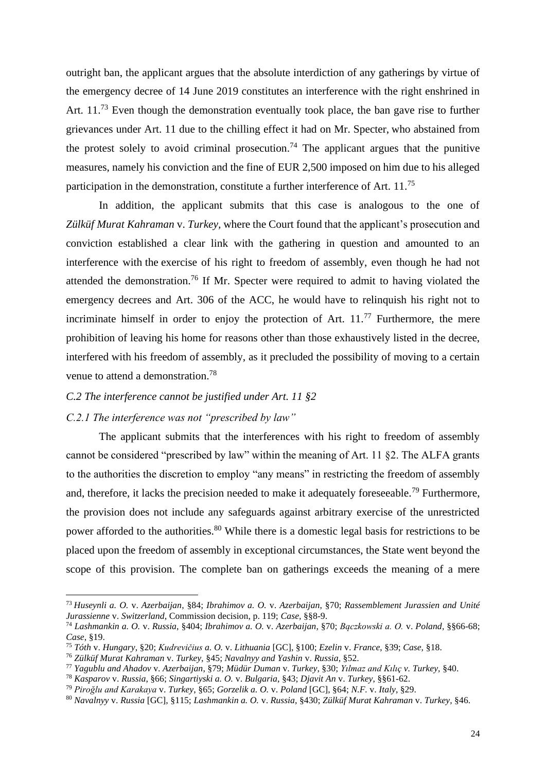outright ban, the applicant argues that the absolute interdiction of any gatherings by virtue of the emergency decree of 14 June 2019 constitutes an interference with the right enshrined in Art. 11.[73] Even though the demonstration eventually took place, the ban gave rise to further grievances under Art. 11 due to the chilling effect it had on Mr. Specter, who abstained from the protest solely to avoid criminal prosecution.[74] The applicant argues that the punitive measures, namely his conviction and the fine of EUR 2,500 imposed on him due to his alleged participation in the demonstration, constitute a further interference of Art. 11.[75]

In addition, the applicant submits that this case is analogous to the one of *Zülküf Murat Kahraman* v. *Turkey*, where the Court found that the applicant's prosecution and conviction established a clear link with the gathering in question and amounted to an interference with the exercise of his right to freedom of assembly, even though he had not attended the demonstration.[76] If Mr. Specter were required to admit to having violated the emergency decrees and Art. 306 of the ACC, he would have to relinquish his right not to incriminate himself in order to enjoy the protection of Art. 11.[77] Furthermore, the mere prohibition of leaving his home for reasons other than those exhaustively listed in the decree, interfered with his freedom of assembly, as it precluded the possibility of moving to a certain venue to attend a demonstration.[78]

*C.2 The interference cannot be justified under Art. 11 §2*

*C.2.1 The interference was not "prescribed by law"*

The applicant submits that the interferences with his right to freedom of assembly cannot be considered "prescribed by law" within the meaning of Art. 11 §2. The ALFA grants to the authorities the discretion to employ "any means" in restricting the freedom of assembly and, therefore, it lacks the precision needed to make it adequately foreseeable.[79] Furthermore, the provision does not include any safeguards against arbitrary exercise of the unrestricted power afforded to the authorities.[80] While there is a domestic legal basis for restrictions to be placed upon the freedom of assembly in exceptional circumstances, the State went beyond the scope of this provision. The complete ban on gatherings exceeds the meaning of a mere

---

[73] *Huseynli a. O.* v. *Azerbaijan*, §84; *Ibrahimov a. O.* v. *Azerbaijan*, §70; *Rassemblement Jurassien and Unité Jurassienne* v. *Switzerland*, Commission decision, p. 119; *Case*, §§8-9.

[74] *Lashmankin a. O.* v. *Russia*, §404; *Ibrahimov a. O.* v. *Azerbaijan*, §70; *Bączkowski a. O.* v. *Poland*, §§66-68; *Case*, §19.

[75] *Tóth* v. *Hungary*, §20; *Kudrevičius a. O.* v. *Lithuania* [GC], §100; *Ezelin* v. *France*, §39; *Case*, §18.

[76] *Zülküf Murat Kahraman* v. *Turkey*, §45; *Navalnyy and Yashin* v. *Russia*, §52.

[77] *Yagublu and Ahadov* v. *Azerbaijan*, §79; *Müdür Duman* v. *Turkey*, §30; *Yılmaz and Kılıç v. Turkey*, §40.

[78] *Kasparov* v. *Russia*, §66; *Singartiyski a. O.* v. *Bulgaria*, §43; *Djavit An* v. *Turkey*, §§61-62.

[79] *Piroğlu and Karakaya* v. *Turkey*, §65; *Gorzelik a. O.* v. *Poland* [GC], §64; *N.F.* v. *Italy*, §29.

[80] *Navalnyy* v. *Russia* [GC], §115; *Lashmankin a. O.* v. *Russia*, §430; *Zülküf Murat Kahraman* v. *Turkey*, §46.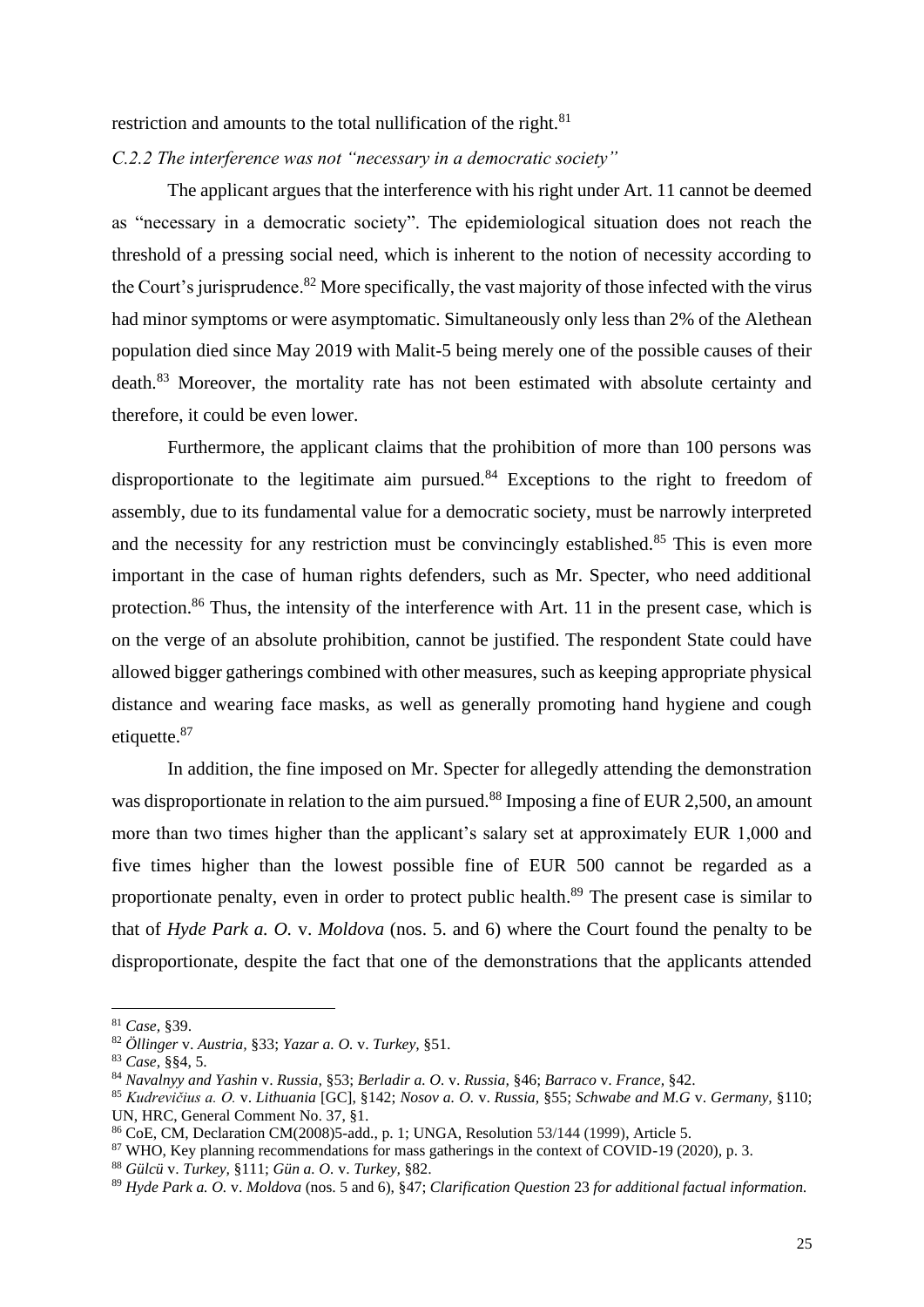restriction and amounts to the total nullification of the right.[81]

*C.2.2 The interference was not "necessary in a democratic society"*

The applicant argues that the interference with his right under Art. 11 cannot be deemed as "necessary in a democratic society". The epidemiological situation does not reach the threshold of a pressing social need, which is inherent to the notion of necessity according to the Court's jurisprudence.[82] More specifically, the vast majority of those infected with the virus had minor symptoms or were asymptomatic. Simultaneously only less than 2% of the Alethean population died since May 2019 with Malit-5 being merely one of the possible causes of their death.[83] Moreover, the mortality rate has not been estimated with absolute certainty and therefore, it could be even lower.

Furthermore, the applicant claims that the prohibition of more than 100 persons was disproportionate to the legitimate aim pursued.[84] Exceptions to the right to freedom of assembly, due to its fundamental value for a democratic society, must be narrowly interpreted and the necessity for any restriction must be convincingly established.[85] This is even more important in the case of human rights defenders, such as Mr. Specter, who need additional protection.[86] Thus, the intensity of the interference with Art. 11 in the present case, which is on the verge of an absolute prohibition, cannot be justified. The respondent State could have allowed bigger gatherings combined with other measures, such as keeping appropriate physical distance and wearing face masks, as well as generally promoting hand hygiene and cough etiquette.[87]

In addition, the fine imposed on Mr. Specter for allegedly attending the demonstration was disproportionate in relation to the aim pursued.[88] Imposing a fine of EUR 2,500, an amount more than two times higher than the applicant's salary set at approximately EUR 1,000 and five times higher than the lowest possible fine of EUR 500 cannot be regarded as a proportionate penalty, even in order to protect public health.[89] The present case is similar to that of *Hyde Park a. O.* v. *Moldova* (nos. 5. and 6) where the Court found the penalty to be disproportionate, despite the fact that one of the demonstrations that the applicants attended

---

[81] *Case,* §39.

[82] *Öllinger* v. *Austria,* §33; *Yazar a. O.* v. *Turkey,* §51.

[83] *Case,* §§4, 5.

[84] *Navalnyy and Yashin* v. *Russia,* §53; *Berladir a. O.* v. *Russia,* §46; *Barraco* v. *France,* §42.

[85] *Kudrevičius a. O.* v. *Lithuania* [GC], §142; *Nosov a. O.* v. *Russia,* §55; *Schwabe and M.G* v. *Germany,* §110; UN, HRC, General Comment No. 37, §1.

[86] CoE, CM, Declaration CM(2008)5-add., p. 1; UNGA, Resolution 53/144 (1999), Article 5.

[87] WHO, Key planning recommendations for mass gatherings in the context of COVID-19 (2020), p. 3.

[88] *Gülcü* v. *Turkey,* §111; *Gün a. O.* v. *Turkey,* §82.

[89] *Hyde Park a. O.* v. *Moldova* (nos. 5 and 6), §47; *Clarification Question* 23 *for additional factual information.*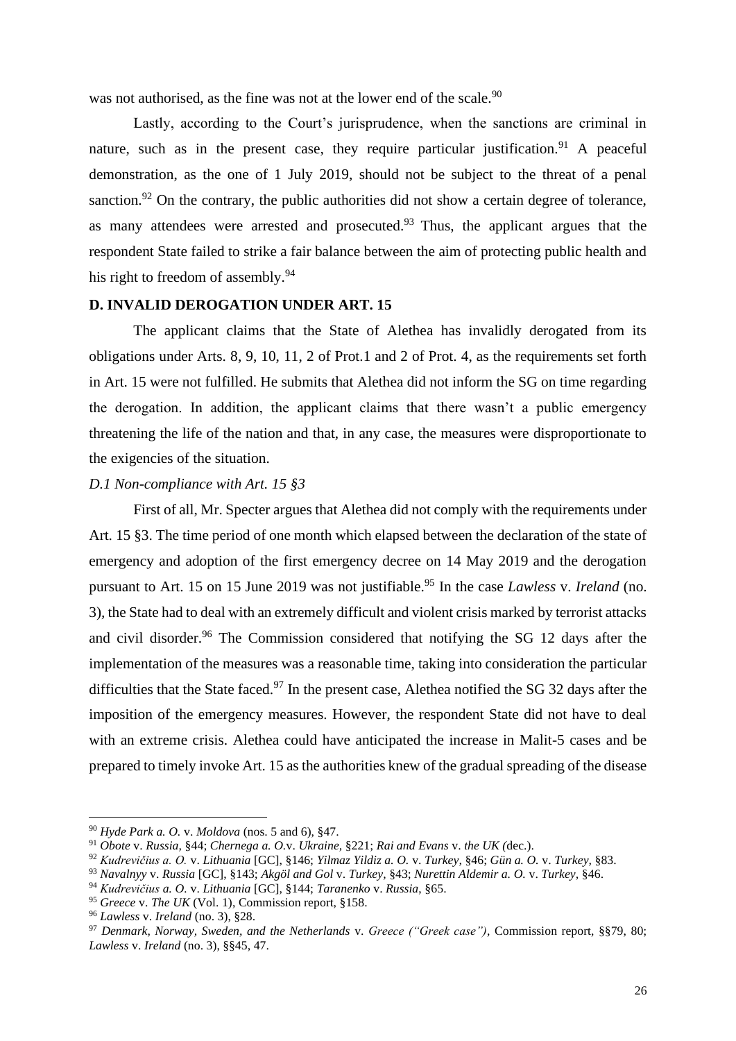was not authorised, as the fine was not at the lower end of the scale.[90]

Lastly, according to the Court's jurisprudence, when the sanctions are criminal in nature, such as in the present case, they require particular justification.[91] A peaceful demonstration, as the one of 1 July 2019, should not be subject to the threat of a penal sanction.[92] On the contrary, the public authorities did not show a certain degree of tolerance, as many attendees were arrested and prosecuted.[93] Thus, the applicant argues that the respondent State failed to strike a fair balance between the aim of protecting public health and his right to freedom of assembly.[94]

**D. INVALID DEROGATION UNDER ART. 15**

The applicant claims that the State of Alethea has invalidly derogated from its obligations under Arts. 8, 9, 10, 11, 2 of Prot.1 and 2 of Prot. 4, as the requirements set forth in Art. 15 were not fulfilled. He submits that Alethea did not inform the SG on time regarding the derogation. In addition, the applicant claims that there wasn't a public emergency threatening the life of the nation and that, in any case, the measures were disproportionate to the exigencies of the situation.

*D.1 Non-compliance with Art. 15 §3*

First of all, Mr. Specter argues that Alethea did not comply with the requirements under Art. 15 §3. The time period of one month which elapsed between the declaration of the state of emergency and adoption of the first emergency decree on 14 May 2019 and the derogation pursuant to Art. 15 on 15 June 2019 was not justifiable.[95] In the case *Lawless* v. *Ireland* (no. 3), the State had to deal with an extremely difficult and violent crisis marked by terrorist attacks and civil disorder.[96] The Commission considered that notifying the SG 12 days after the implementation of the measures was a reasonable time, taking into consideration the particular difficulties that the State faced.[97] In the present case, Alethea notified the SG 32 days after the imposition of the emergency measures. However, the respondent State did not have to deal with an extreme crisis. Alethea could have anticipated the increase in Malit-5 cases and be prepared to timely invoke Art. 15 as the authorities knew of the gradual spreading of the disease

---

[90] *Hyde Park a. O.* v. *Moldova* (nos. 5 and 6), §47.

[91] *Obote* v. *Russia,* §44; *Chernega a. O.*v. *Ukraine,* §221; *Rai and Evans* v. *the UK (*dec.).

[92] *Kudrevičius a. O.* v. *Lithuania* [GC], §146; *Yilmaz Yildiz a. O.* v. *Turkey,* §46; *Gün a. O.* v. *Turkey,* §83.

[93] *Navalnyy* v. *Russia* [GC], §143; *Akgöl and Gol* v. *Turkey,* §43; *Nurettin Aldemir a. O.* v. *Turkey,* §46.

[94] *Kudrevičius a. O.* v. *Lithuania* [GC], §144; *Taranenko* v. *Russia*, §65.

[95] *Greece* v. *The UK* (Vol. 1), Commission report, §158.

[96] *Lawless* v. *Ireland* (no. 3), §28.

[97] *Denmark, Norway, Sweden, and the Netherlands* v. *Greece ("Greek case"),* Commission report, §§79, 80; *Lawless* v. *Ireland* (no. 3), §§45, 47.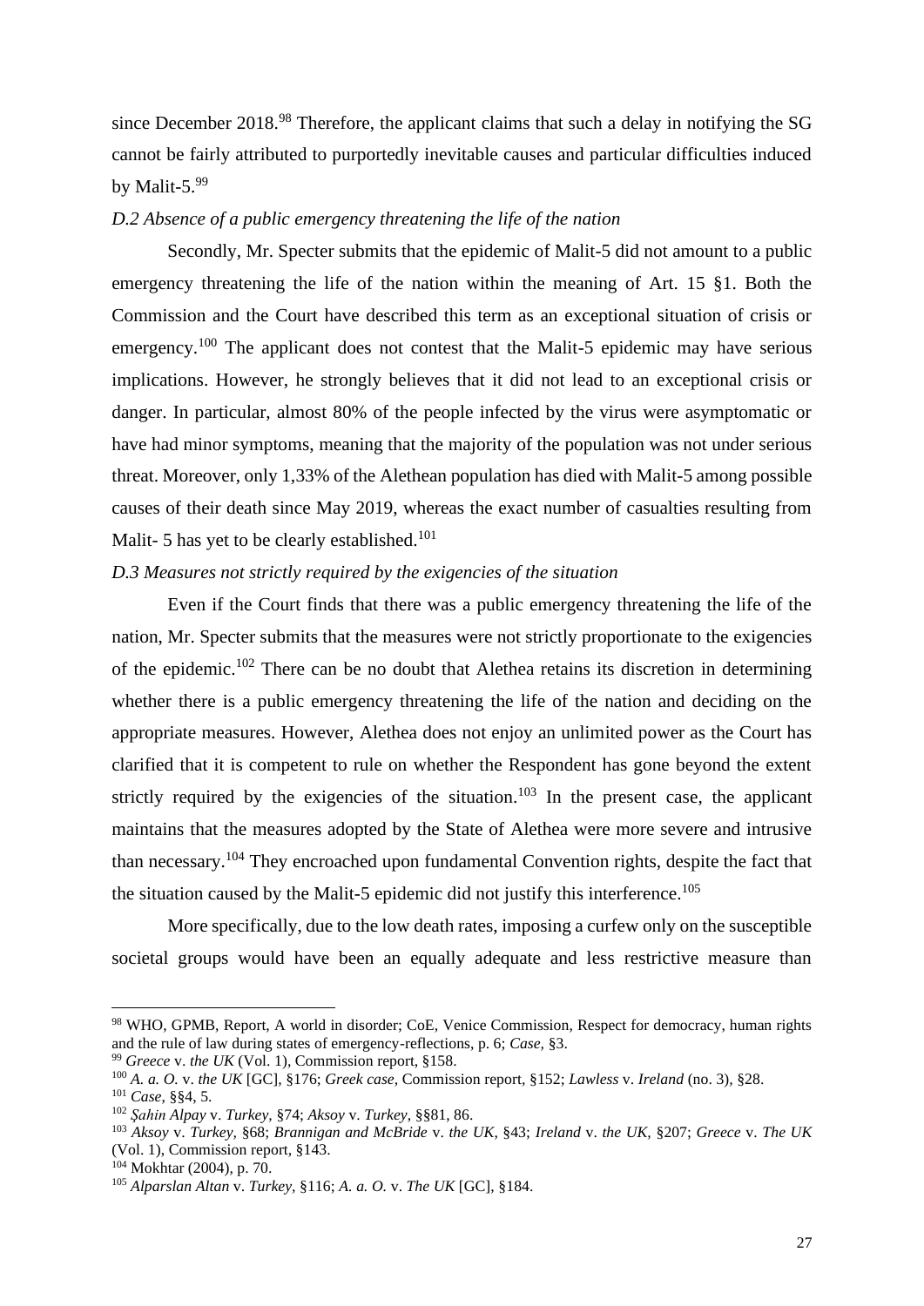since December 2018.[98] Therefore, the applicant claims that such a delay in notifying the SG cannot be fairly attributed to purportedly inevitable causes and particular difficulties induced by Malit-5.[99]

*D.2 Absence of a public emergency threatening the life of the nation*

Secondly, Mr. Specter submits that the epidemic of Malit-5 did not amount to a public emergency threatening the life of the nation within the meaning of Art. 15 §1. Both the Commission and the Court have described this term as an exceptional situation of crisis or emergency.[100] The applicant does not contest that the Malit-5 epidemic may have serious implications. However, he strongly believes that it did not lead to an exceptional crisis or danger. In particular, almost 80% of the people infected by the virus were asymptomatic or have had minor symptoms, meaning that the majority of the population was not under serious threat. Moreover, only 1,33% of the Alethean population has died with Malit-5 among possible causes of their death since May 2019, whereas the exact number of casualties resulting from Malit- 5 has yet to be clearly established.[101]

*D.3 Measures not strictly required by the exigencies of the situation*

Even if the Court finds that there was a public emergency threatening the life of the nation, Mr. Specter submits that the measures were not strictly proportionate to the exigencies of the epidemic.[102] There can be no doubt that Alethea retains its discretion in determining whether there is a public emergency threatening the life of the nation and deciding on the appropriate measures. However, Alethea does not enjoy an unlimited power as the Court has clarified that it is competent to rule on whether the Respondent has gone beyond the extent strictly required by the exigencies of the situation.[103] In the present case, the applicant maintains that the measures adopted by the State of Alethea were more severe and intrusive than necessary.[104] They encroached upon fundamental Convention rights, despite the fact that the situation caused by the Malit-5 epidemic did not justify this interference.[105]

More specifically, due to the low death rates, imposing a curfew only on the susceptible societal groups would have been an equally adequate and less restrictive measure than

---

[98] WHO, GPMB, Report, A world in disorder; CoE, Venice Commission, Respect for democracy, human rights and the rule of law during states of emergency-reflections, p. 6; *Case,* §3.

[99] *Greece* v. *the UK* (Vol. 1), Commission report, §158.

[100] *A. a. O.* v. *the UK* [GC], §176; *Greek case,* Commission report, §152; *Lawless* v. *Ireland* (no. 3), §28.

[101] *Case*, §§4, 5.

[102] *Şahin Alpay* v. *Turkey,* §74; *Aksoy* v. *Turkey*, §§81, 86.

[103] *Aksoy* v. *Turkey,* §68; *Brannigan and McBride* v. *the UK,* §43; *Ireland* v. *the UK,* §207; *Greece* v. *The UK* (Vol. 1), Commission report, §143.

[104] Mokhtar (2004), p. 70.

[105] *Alparslan Altan* v. *Turkey,* §116; *A. a. O.* v. *The UK* [GC], §184.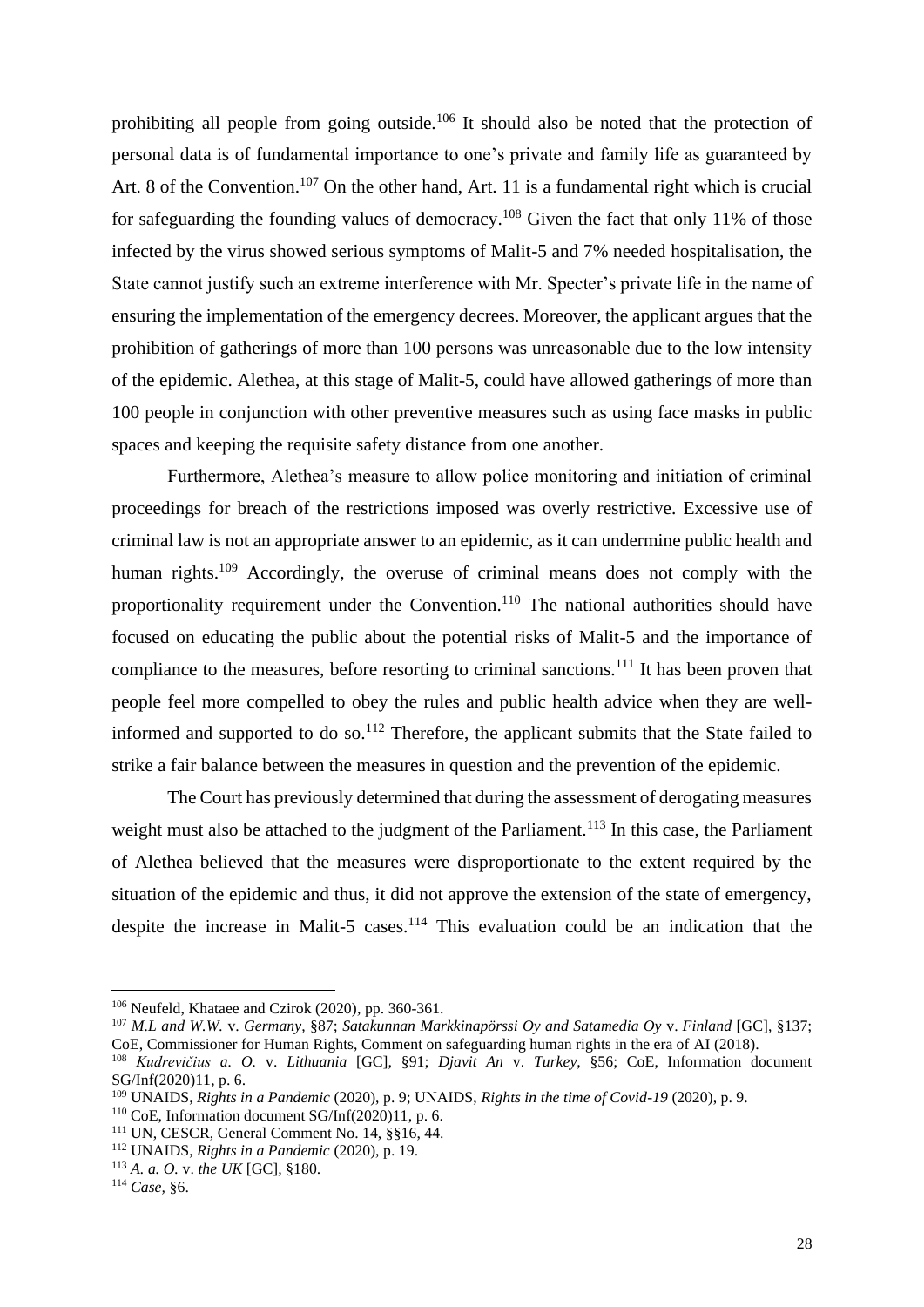prohibiting all people from going outside.[106] It should also be noted that the protection of personal data is of fundamental importance to one's private and family life as guaranteed by Art. 8 of the Convention.[107] On the other hand, Art. 11 is a fundamental right which is crucial for safeguarding the founding values of democracy.[108] Given the fact that only 11% of those infected by the virus showed serious symptoms of Malit-5 and 7% needed hospitalisation, the State cannot justify such an extreme interference with Mr. Specter's private life in the name of ensuring the implementation of the emergency decrees. Moreover, the applicant argues that the prohibition of gatherings of more than 100 persons was unreasonable due to the low intensity of the epidemic. Alethea, at this stage of Malit-5, could have allowed gatherings of more than 100 people in conjunction with other preventive measures such as using face masks in public spaces and keeping the requisite safety distance from one another.

Furthermore, Alethea's measure to allow police monitoring and initiation of criminal proceedings for breach of the restrictions imposed was overly restrictive. Excessive use of criminal law is not an appropriate answer to an epidemic, as it can undermine public health and human rights.[109] Accordingly, the overuse of criminal means does not comply with the proportionality requirement under the Convention.[110] The national authorities should have focused on educating the public about the potential risks of Malit-5 and the importance of compliance to the measures, before resorting to criminal sanctions.[111] It has been proven that people feel more compelled to obey the rules and public health advice when they are well-informed and supported to do so.[112] Therefore, the applicant submits that the State failed to strike a fair balance between the measures in question and the prevention of the epidemic.

The Court has previously determined that during the assessment of derogating measures weight must also be attached to the judgment of the Parliament.[113] In this case, the Parliament of Alethea believed that the measures were disproportionate to the extent required by the situation of the epidemic and thus, it did not approve the extension of the state of emergency, despite the increase in Malit-5 cases.[114] This evaluation could be an indication that the

---

[106] Neufeld, Khataee and Czirok (2020), pp. 360-361.

[107] *M.L and W.W.* v. *Germany*, §87; *Satakunnan Markkinapörssi Oy and Satamedia Oy* v. *Finland* [GC], §137; CoE, Commissioner for Human Rights, Comment on safeguarding human rights in the era of AI (2018).

[108] *Kudrevičius a. O.* v. *Lithuania* [GC], §91; *Djavit An* v. *Turkey*, §56; CoE, Information document SG/Inf(2020)11, p. 6.

[109] UNAIDS, *Rights in a Pandemic* (2020), p. 9; UNAIDS, *Rights in the time of Covid-19* (2020), p. 9.

[110] CoE, Information document SG/Inf(2020)11, p. 6.

[111] UN, CESCR, General Comment No. 14, §§16, 44.

[112] UNAIDS, *Rights in a Pandemic* (2020), p. 19.

[113] *A. a. O.* v. *the UK* [GC], §180.

[114] *Case*, §6.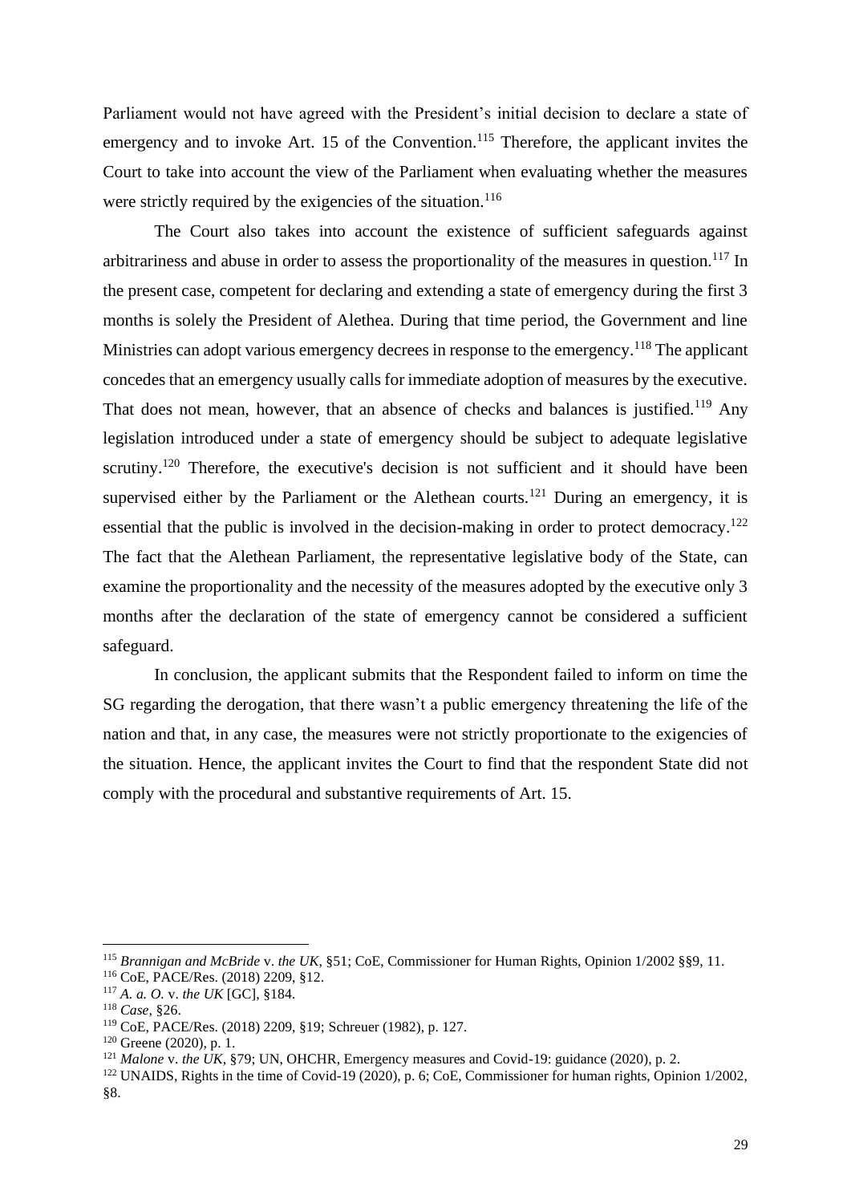Parliament would not have agreed with the President's initial decision to declare a state of emergency and to invoke Art. 15 of the Convention.[115] Therefore, the applicant invites the Court to take into account the view of the Parliament when evaluating whether the measures were strictly required by the exigencies of the situation.[116]

The Court also takes into account the existence of sufficient safeguards against arbitrariness and abuse in order to assess the proportionality of the measures in question.[117] In the present case, competent for declaring and extending a state of emergency during the first 3 months is solely the President of Alethea. During that time period, the Government and line Ministries can adopt various emergency decrees in response to the emergency.[118] The applicant concedes that an emergency usually calls for immediate adoption of measures by the executive. That does not mean, however, that an absence of checks and balances is justified.[119] Any legislation introduced under a state of emergency should be subject to adequate legislative scrutiny.[120] Therefore, the executive's decision is not sufficient and it should have been supervised either by the Parliament or the Alethean courts.[121] During an emergency, it is essential that the public is involved in the decision-making in order to protect democracy.[122] The fact that the Alethean Parliament, the representative legislative body of the State, can examine the proportionality and the necessity of the measures adopted by the executive only 3 months after the declaration of the state of emergency cannot be considered a sufficient safeguard.

In conclusion, the applicant submits that the Respondent failed to inform on time the SG regarding the derogation, that there wasn't a public emergency threatening the life of the nation and that, in any case, the measures were not strictly proportionate to the exigencies of the situation. Hence, the applicant invites the Court to find that the respondent State did not comply with the procedural and substantive requirements of Art. 15.

---

[115] *Brannigan and McBride* v. *the UK*, §51; CoE, Commissioner for Human Rights, Opinion 1/2002 §§9, 11.

[116] CoE, PACE/Res. (2018) 2209, §12.

[117] *A. a. O.* v. *the UK* [GC], §184.

[118] *Case,* §26.

[119] CoE, PACE/Res. (2018) 2209, §19; Schreuer (1982), p. 127.

[120] Greene (2020), p. 1.

[121] *Malone* v. *the UK*, §79; UN, OHCHR, Emergency measures and Covid-19: guidance (2020), p. 2.

[122] UNAIDS, Rights in the time of Covid-19 (2020), p. 6; CoE, Commissioner for human rights, Opinion 1/2002, §8.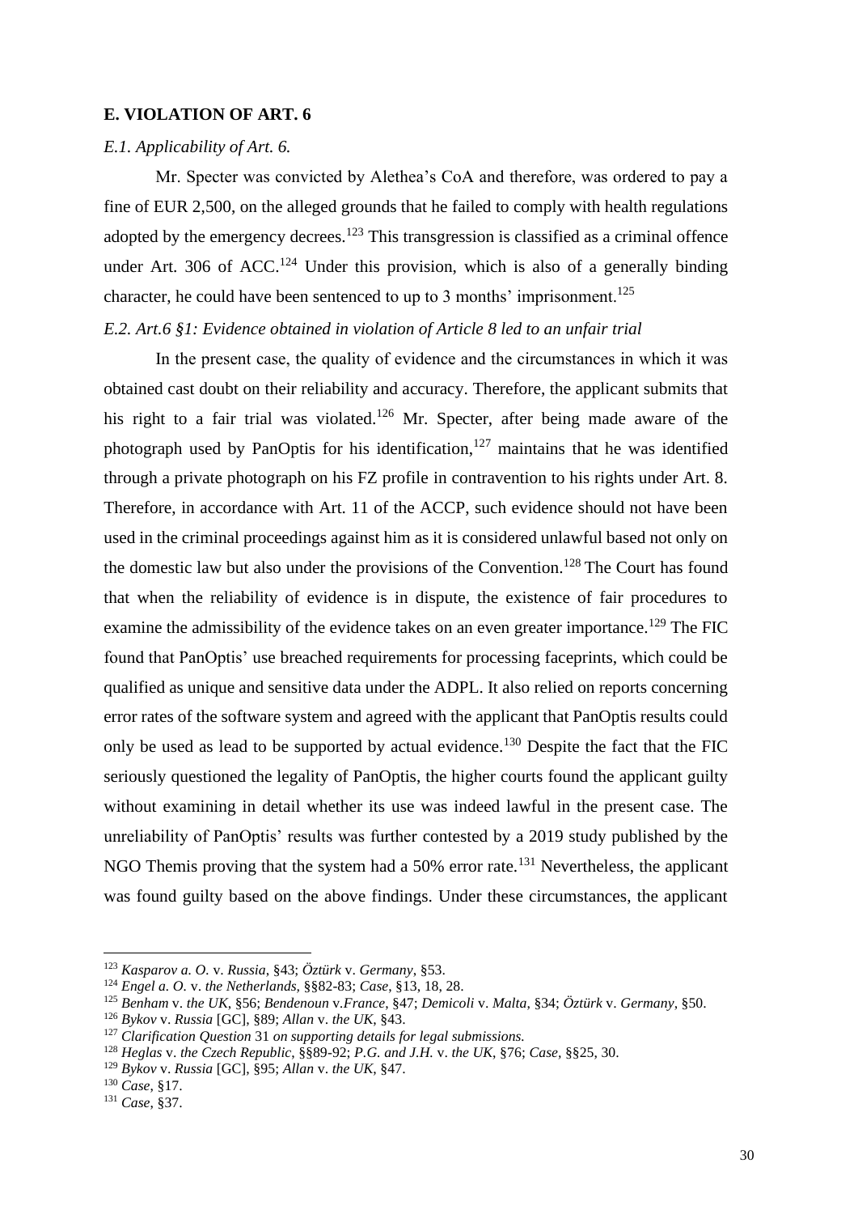## E. VIOLATION OF ART. 6

### *E.1. Applicability of Art. 6.*

Mr. Specter was convicted by Alethea's CoA and therefore, was ordered to pay a fine of EUR 2,500, on the alleged grounds that he failed to comply with health regulations adopted by the emergency decrees.[123] This transgression is classified as a criminal offence under Art. 306 of ACC.[124] Under this provision, which is also of a generally binding character, he could have been sentenced to up to 3 months' imprisonment.[125]

### *E.2. Art.6 §1: Evidence obtained in violation of Article 8 led to an unfair trial*

In the present case, the quality of evidence and the circumstances in which it was obtained cast doubt on their reliability and accuracy. Therefore, the applicant submits that his right to a fair trial was violated.[126] Mr. Specter, after being made aware of the photograph used by PanOptis for his identification,[127] maintains that he was identified through a private photograph on his FZ profile in contravention to his rights under Art. 8. Therefore, in accordance with Art. 11 of the ACCP, such evidence should not have been used in the criminal proceedings against him as it is considered unlawful based not only on the domestic law but also under the provisions of the Convention.[128] The Court has found that when the reliability of evidence is in dispute, the existence of fair procedures to examine the admissibility of the evidence takes on an even greater importance.[129] The FIC found that PanOptis' use breached requirements for processing faceprints, which could be qualified as unique and sensitive data under the ADPL. It also relied on reports concerning error rates of the software system and agreed with the applicant that PanOptis results could only be used as lead to be supported by actual evidence.[130] Despite the fact that the FIC seriously questioned the legality of PanOptis, the higher courts found the applicant guilty without examining in detail whether its use was indeed lawful in the present case. The unreliability of PanOptis' results was further contested by a 2019 study published by the NGO Themis proving that the system had a 50% error rate.[131] Nevertheless, the applicant was found guilty based on the above findings. Under these circumstances, the applicant

---

[123] *Kasparov a. O.* v. *Russia*, §43; *Öztürk* v. *Germany*, §53.

[124] *Engel a. O.* v. *the Netherlands*, §§82-83; *Case*, §13, 18, 28.

[125] *Benham* v. *the UK*, §56; *Bendenoun* v.*France*, §47; *Demicoli* v. *Malta*, §34; *Öztürk* v. *Germany*, §50.

[126] *Bykov* v. *Russia* [GC], §89; *Allan* v. *the UK*, §43.

[127] *Clarification Question* 31 *on supporting details for legal submissions.*

[128] *Heglas* v. *the Czech Republic*, §§89-92; *P.G. and J.H.* v. *the UK*, §76; *Case*, §§25, 30.

[129] *Bykov* v. *Russia* [GC], §95; *Allan* v. *the UK*, §47.

[130] *Case*, §17.

[131] *Case*, §37.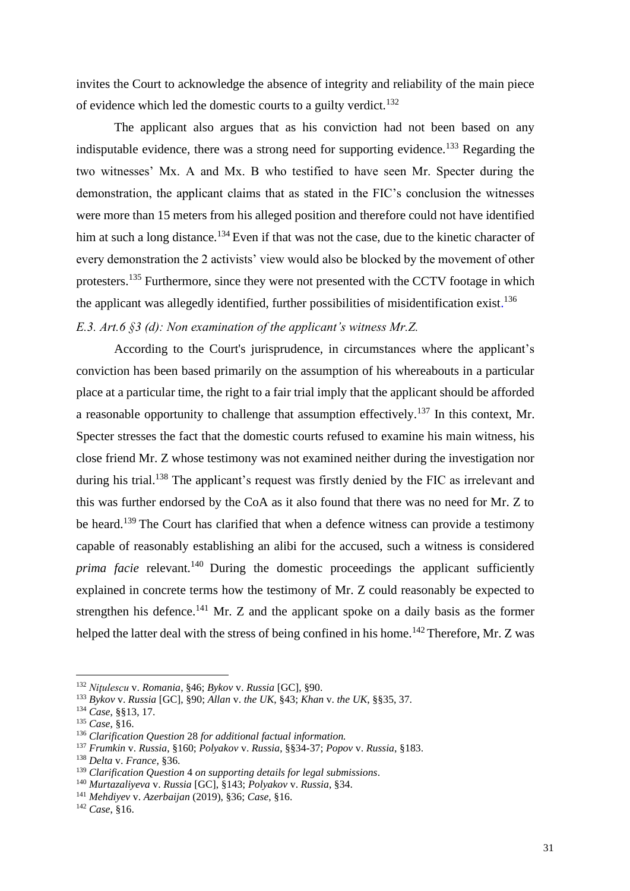invites the Court to acknowledge the absence of integrity and reliability of the main piece of evidence which led the domestic courts to a guilty verdict.[132]

The applicant also argues that as his conviction had not been based on any indisputable evidence, there was a strong need for supporting evidence.[133] Regarding the two witnesses' Mx. A and Mx. B who testified to have seen Mr. Specter during the demonstration, the applicant claims that as stated in the FIC's conclusion the witnesses were more than 15 meters from his alleged position and therefore could not have identified him at such a long distance.[134] Even if that was not the case, due to the kinetic character of every demonstration the 2 activists' view would also be blocked by the movement of other protesters.[135] Furthermore, since they were not presented with the CCTV footage in which the applicant was allegedly identified, further possibilities of misidentification exist.[136]

*E.3. Art.6 §3 (d): Non examination of the applicant's witness Mr.Z.*

According to the Court's jurisprudence, in circumstances where the applicant's conviction has been based primarily on the assumption of his whereabouts in a particular place at a particular time, the right to a fair trial imply that the applicant should be afforded a reasonable opportunity to challenge that assumption effectively.[137] In this context, Mr. Specter stresses the fact that the domestic courts refused to examine his main witness, his close friend Mr. Z whose testimony was not examined neither during the investigation nor during his trial.[138] The applicant's request was firstly denied by the FIC as irrelevant and this was further endorsed by the CoA as it also found that there was no need for Mr. Z to be heard.[139] The Court has clarified that when a defence witness can provide a testimony capable of reasonably establishing an alibi for the accused, such a witness is considered *prima facie* relevant.[140] During the domestic proceedings the applicant sufficiently explained in concrete terms how the testimony of Mr. Z could reasonably be expected to strengthen his defence.[141] Mr. Z and the applicant spoke on a daily basis as the former helped the latter deal with the stress of being confined in his home.[142] Therefore, Mr. Z was

---

[132] *Nițulescu* v. *Romania*, §46; *Bykov* v. *Russia* [GC], §90.
[133] *Bykov* v. *Russia* [GC], §90; *Allan* v. *the UK*, §43; *Khan* v. *the UK*, §§35, 37.
[134] *Case*, §§13, 17.
[135] *Case*, §16.
[136] *Clarification Question* 28 *for additional factual information.*
[137] *Frumkin* v. *Russia*, §160; *Polyakov* v. *Russia*, §§34-37; *Popov* v. *Russia*, §183.
[138] *Delta* v. *France*, §36.
[139] *Clarification Question* 4 *on supporting details for legal submissions*.
[140] *Murtazaliyeva* v. *Russia* [GC], §143; *Polyakov* v. *Russia*, §34.
[141] *Mehdiyev* v. *Azerbaijan* (2019), §36; *Case*, §16.
[142] *Case*, §16.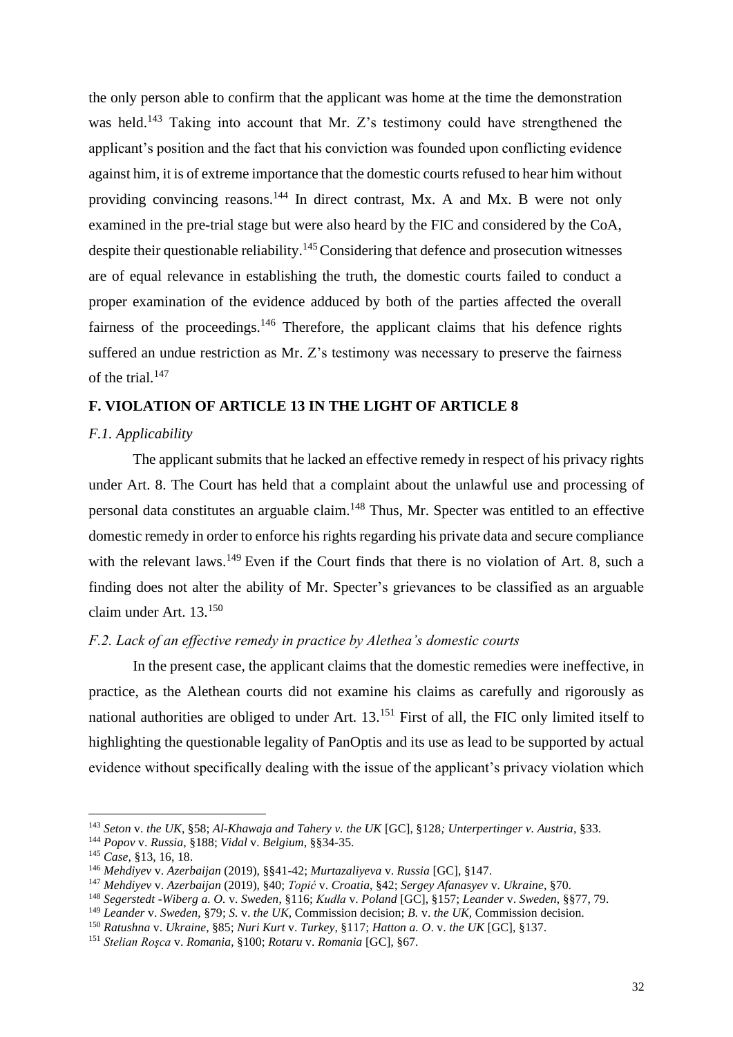the only person able to confirm that the applicant was home at the time the demonstration was held.[143] Taking into account that Mr. Z's testimony could have strengthened the applicant's position and the fact that his conviction was founded upon conflicting evidence against him, it is of extreme importance that the domestic courts refused to hear him without providing convincing reasons.[144] In direct contrast, Mx. A and Mx. B were not only examined in the pre-trial stage but were also heard by the FIC and considered by the CoA, despite their questionable reliability.[145] Considering that defence and prosecution witnesses are of equal relevance in establishing the truth, the domestic courts failed to conduct a proper examination of the evidence adduced by both of the parties affected the overall fairness of the proceedings.[146] Therefore, the applicant claims that his defence rights suffered an undue restriction as Mr. Z's testimony was necessary to preserve the fairness of the trial.[147]

## F. VIOLATION OF ARTICLE 13 IN THE LIGHT OF ARTICLE 8

### *F.1. Applicability*

The applicant submits that he lacked an effective remedy in respect of his privacy rights under Art. 8. The Court has held that a complaint about the unlawful use and processing of personal data constitutes an arguable claim.[148] Thus, Mr. Specter was entitled to an effective domestic remedy in order to enforce his rights regarding his private data and secure compliance with the relevant laws.[149] Even if the Court finds that there is no violation of Art. 8, such a finding does not alter the ability of Mr. Specter's grievances to be classified as an arguable claim under Art. 13.[150]

### *F.2. Lack of an effective remedy in practice by Alethea's domestic courts*

In the present case, the applicant claims that the domestic remedies were ineffective, in practice, as the Alethean courts did not examine his claims as carefully and rigorously as national authorities are obliged to under Art. 13.[151] First of all, the FIC only limited itself to highlighting the questionable legality of PanOptis and its use as lead to be supported by actual evidence without specifically dealing with the issue of the applicant's privacy violation which

---

[143] *Seton* v. *the UK*, §58; *Al-Khawaja and Tahery v. the UK* [GC], §128*; Unterpertinger v. Austria*, §33.

[144] *Popov* v. *Russia*, §188; *Vidal* v. *Belgium*, §§34-35.

[145] *Case,* §13, 16, 18.

[146] *Mehdiyev* v. *Azerbaijan* (2019), §§41-42; *Murtazaliyeva* v. *Russia* [GC], §147.

[147] *Mehdiyev* v. *Azerbaijan* (2019), §40; *Topić* v. *Croatia*, §42; *Sergey Afanasyev* v. *Ukraine*, §70.

[148] *Segerstedt -Wiberg a. O.* v. *Sweden,* §116; *Kudła* v. *Poland* [GC], §157; *Leander* v. *Sweden*, §§77, 79.

[149] *Leander* v. *Sweden*, §79; *S.* v. *the UK,* Commission decision; *B.* v. *the UK,* Commission decision.

[150] *Ratushna* v. *Ukraine*, §85; *Nuri Kurt* v. *Turkey*, §117; *Hatton a. O*. v. *the UK* [GC], §137.

[151] *Stelian Roşca* v. *Romania*, §100; *Rotaru* v. *Romania* [GC], §67.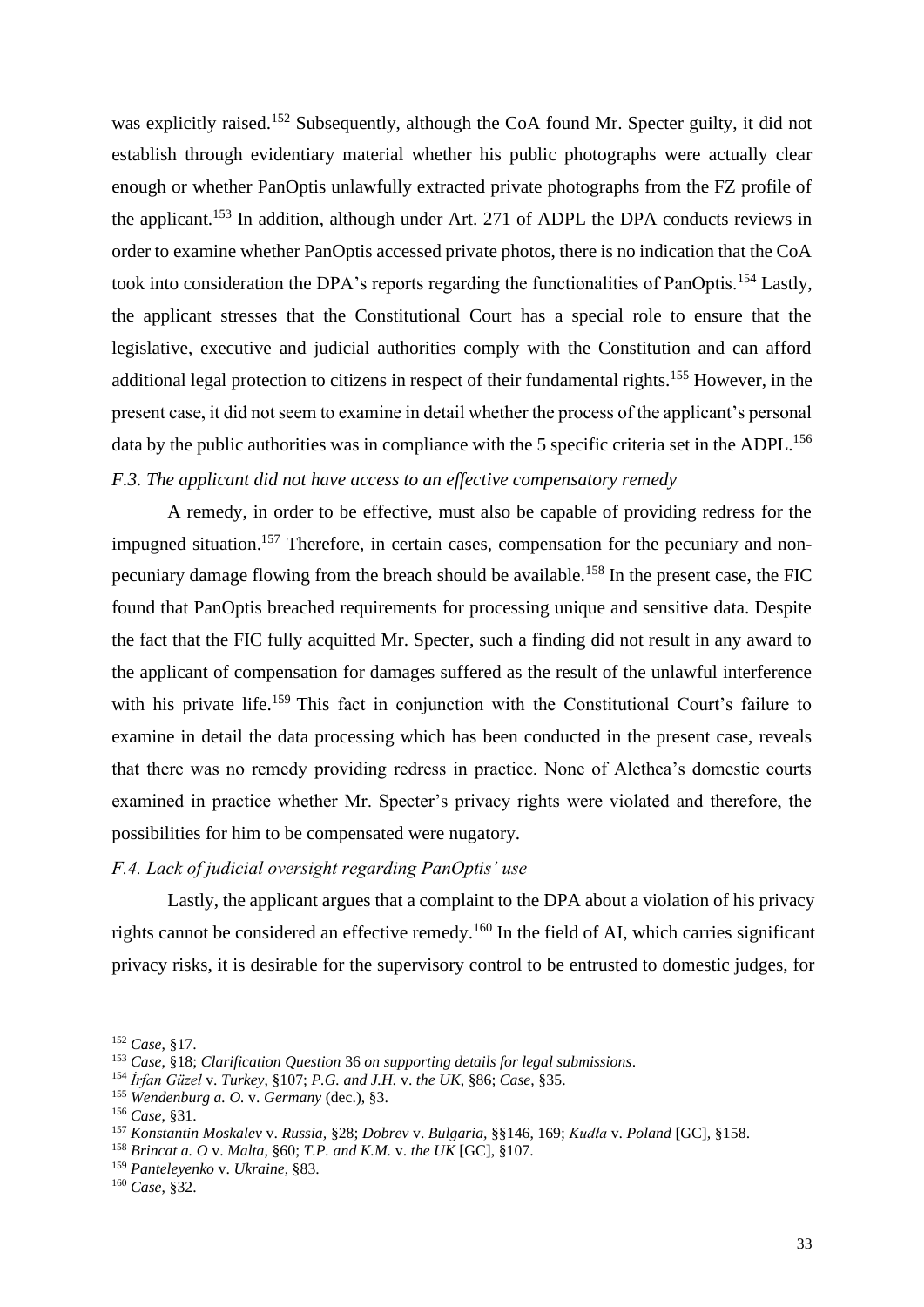was explicitly raised.[152] Subsequently, although the CoA found Mr. Specter guilty, it did not establish through evidentiary material whether his public photographs were actually clear enough or whether PanOptis unlawfully extracted private photographs from the FZ profile of the applicant.[153] In addition, although under Art. 271 of ADPL the DPA conducts reviews in order to examine whether PanOptis accessed private photos, there is no indication that the CoA took into consideration the DPA's reports regarding the functionalities of PanOptis.[154] Lastly, the applicant stresses that the Constitutional Court has a special role to ensure that the legislative, executive and judicial authorities comply with the Constitution and can afford additional legal protection to citizens in respect of their fundamental rights.[155] However, in the present case, it did not seem to examine in detail whether the process of the applicant's personal data by the public authorities was in compliance with the 5 specific criteria set in the ADPL.[156]

*F.3. The applicant did not have access to an effective compensatory remedy*

A remedy, in order to be effective, must also be capable of providing redress for the impugned situation.[157] Therefore, in certain cases, compensation for the pecuniary and non-pecuniary damage flowing from the breach should be available.[158] In the present case, the FIC found that PanOptis breached requirements for processing unique and sensitive data. Despite the fact that the FIC fully acquitted Mr. Specter, such a finding did not result in any award to the applicant of compensation for damages suffered as the result of the unlawful interference with his private life.[159] This fact in conjunction with the Constitutional Court's failure to examine in detail the data processing which has been conducted in the present case, reveals that there was no remedy providing redress in practice. None of Alethea's domestic courts examined in practice whether Mr. Specter's privacy rights were violated and therefore, the possibilities for him to be compensated were nugatory.

*F.4. Lack of judicial oversight regarding PanOptis' use*

Lastly, the applicant argues that a complaint to the DPA about a violation of his privacy rights cannot be considered an effective remedy.[160] In the field of AI, which carries significant privacy risks, it is desirable for the supervisory control to be entrusted to domestic judges, for

---

[152] *Case*, §17.

[153] *Case*, §18; *Clarification Question* 36 *on supporting details for legal submissions*.

[154] *İrfan Güzel* v. *Turkey*, §107; *P.G. and J.H.* v. *the UK*, §86; *Case*, §35.

[155] *Wendenburg a. O.* v. *Germany* (dec.), §3.

[156] *Case*, §31.

[157] *Konstantin Moskalev* v. *Russia*, §28; *Dobrev* v. *Bulgaria*, §§146, 169; *Kudła* v. *Poland* [GC], §158.

[158] *Brincat a. O* v. *Malta*, §60; *T.P. and K.M.* v. *the UK* [GC], §107.

[159] *Panteleyenko* v. *Ukraine*, §83.

[160] *Case*, §32.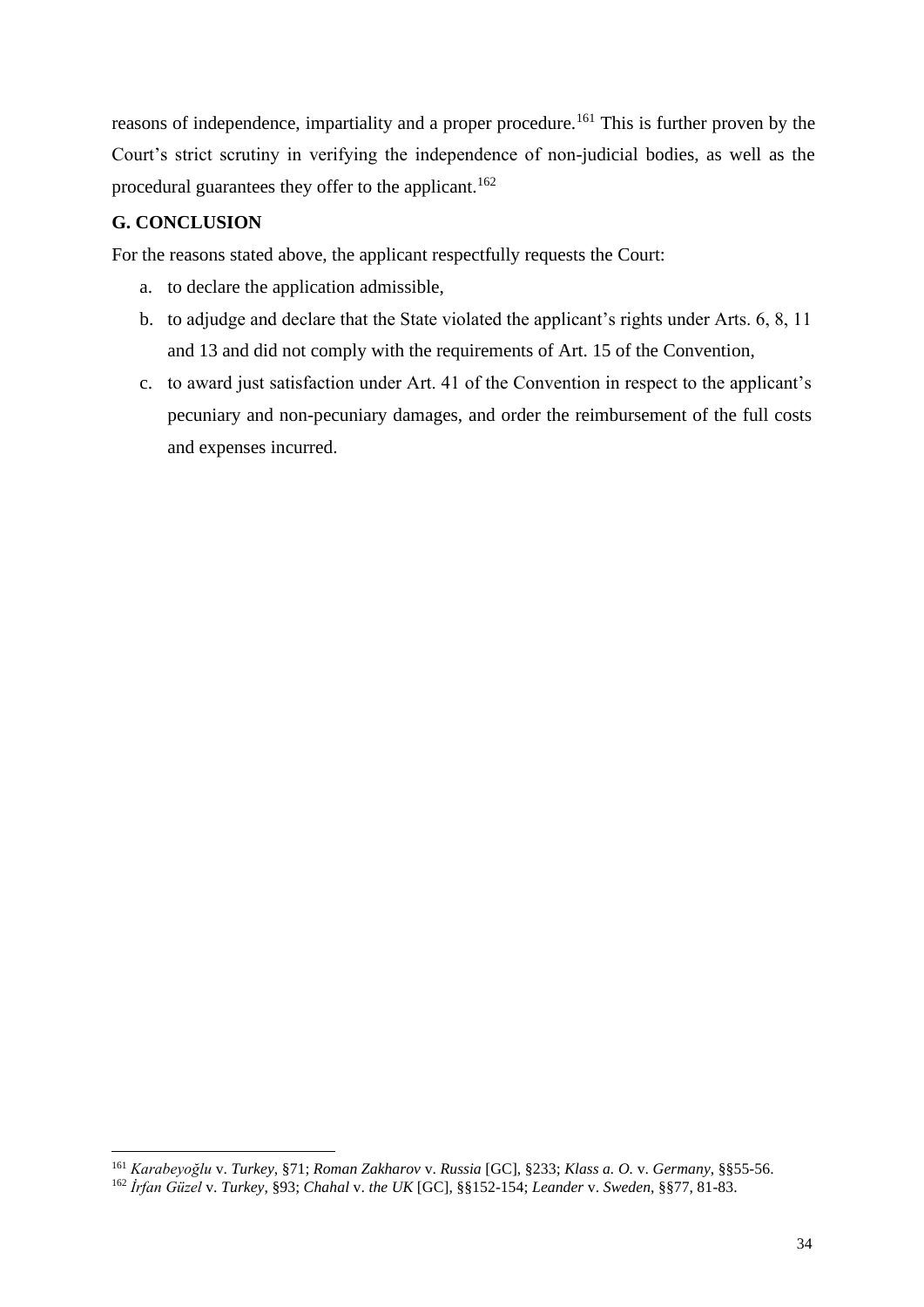reasons of independence, impartiality and a proper procedure.[161] This is further proven by the Court's strict scrutiny in verifying the independence of non-judicial bodies, as well as the procedural guarantees they offer to the applicant.[162]

## G. CONCLUSION

For the reasons stated above, the applicant respectfully requests the Court:

a. to declare the application admissible,
b. to adjudge and declare that the State violated the applicant's rights under Arts. 6, 8, 11 and 13 and did not comply with the requirements of Art. 15 of the Convention,
c. to award just satisfaction under Art. 41 of the Convention in respect to the applicant's pecuniary and non-pecuniary damages, and order the reimbursement of the full costs and expenses incurred.

---

[161] *Karabeyoğlu* v. *Turkey*, §71; *Roman Zakharov* v. *Russia* [GC], §233; *Klass a. O.* v. *Germany*, §§55-56.

[162] *İrfan Güzel* v. *Turkey*, §93; *Chahal* v. *the UK* [GC], §§152-154; *Leander* v. *Sweden*, §§77, 81-83.